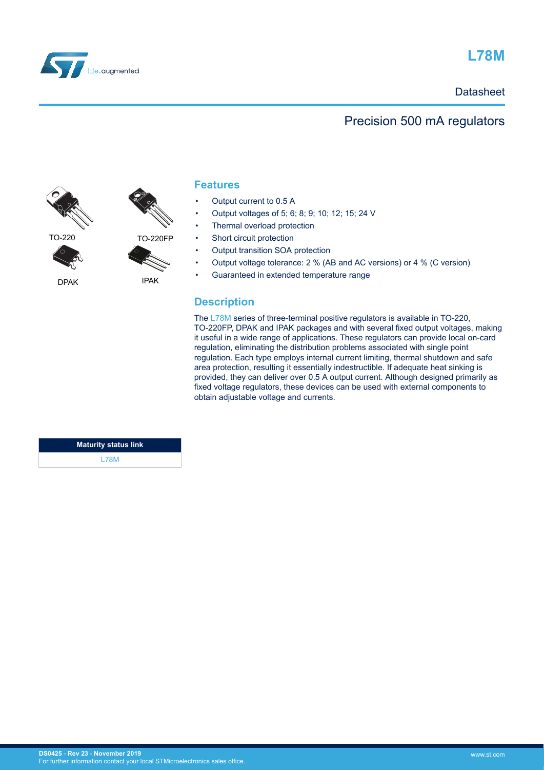# L78M

Datasheet

## Precision 500 mA regulators

TO-220

TO-220FP

DPAK

IPAK

## Features

- Output current to 0.5 A
- Output voltages of 5; 6; 8; 9; 10; 12; 15; 24 V
- Thermal overload protection
- Short circuit protection
- Output transition SOA protection
- Output voltage tolerance: 2 % (AB and AC versions) or 4 % (C version)
- Guaranteed in extended temperature range

## Description

The L78M series of three-terminal positive regulators is available in TO-220, TO-220FP, DPAK and IPAK packages and with several fixed output voltages, making it useful in a wide range of applications. These regulators can provide local on-card regulation, eliminating the distribution problems associated with single point regulation. Each type employs internal current limiting, thermal shutdown and safe area protection, resulting it essentially indestructible. If adequate heat sinking is provided, they can deliver over 0.5 A output current. Although designed primarily as fixed voltage regulators, these devices can be used with external components to obtain adjustable voltage and currents.

| Maturity status link |
|---|
| L78M |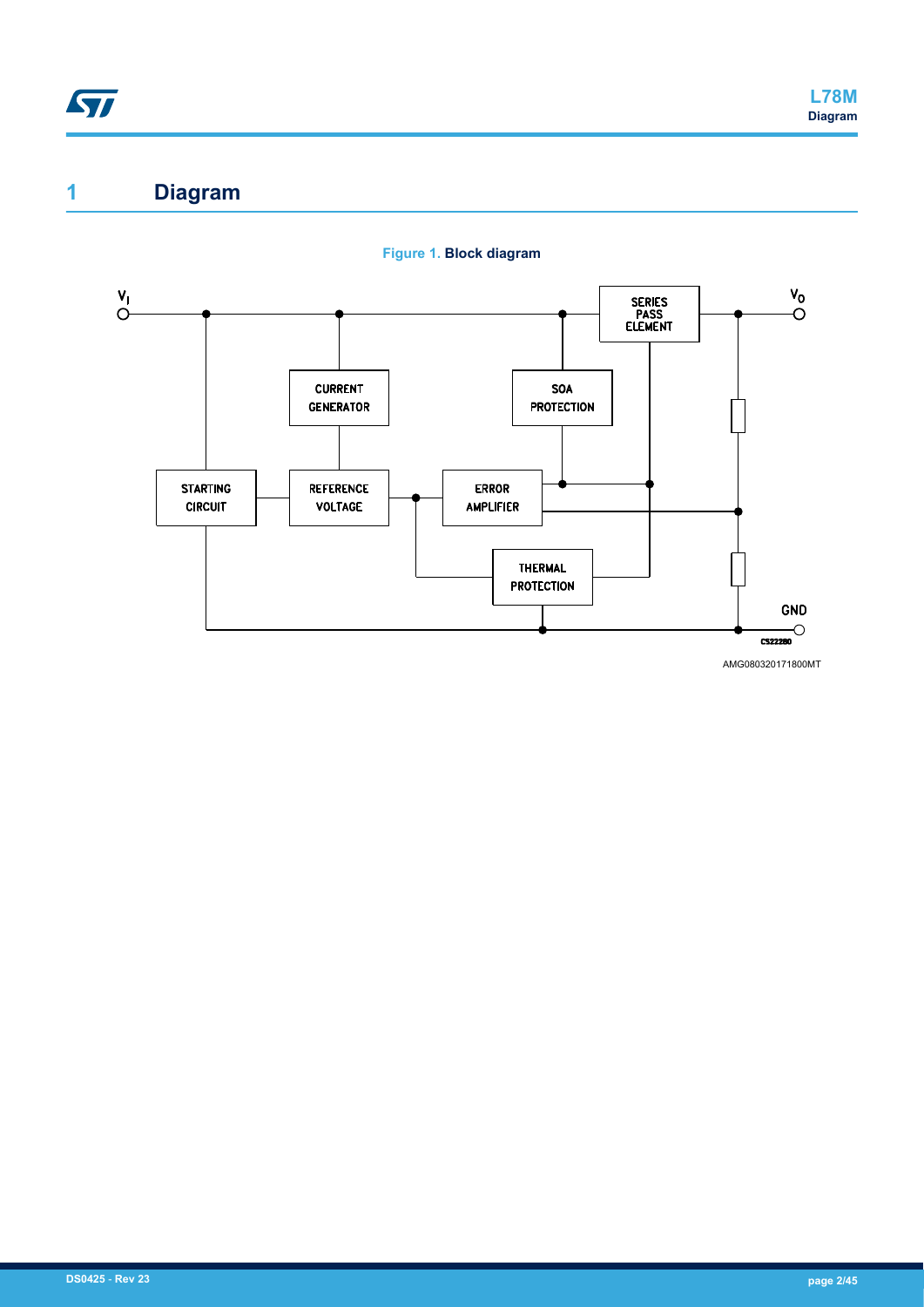# 1 Diagram

**Figure 1. Block diagram**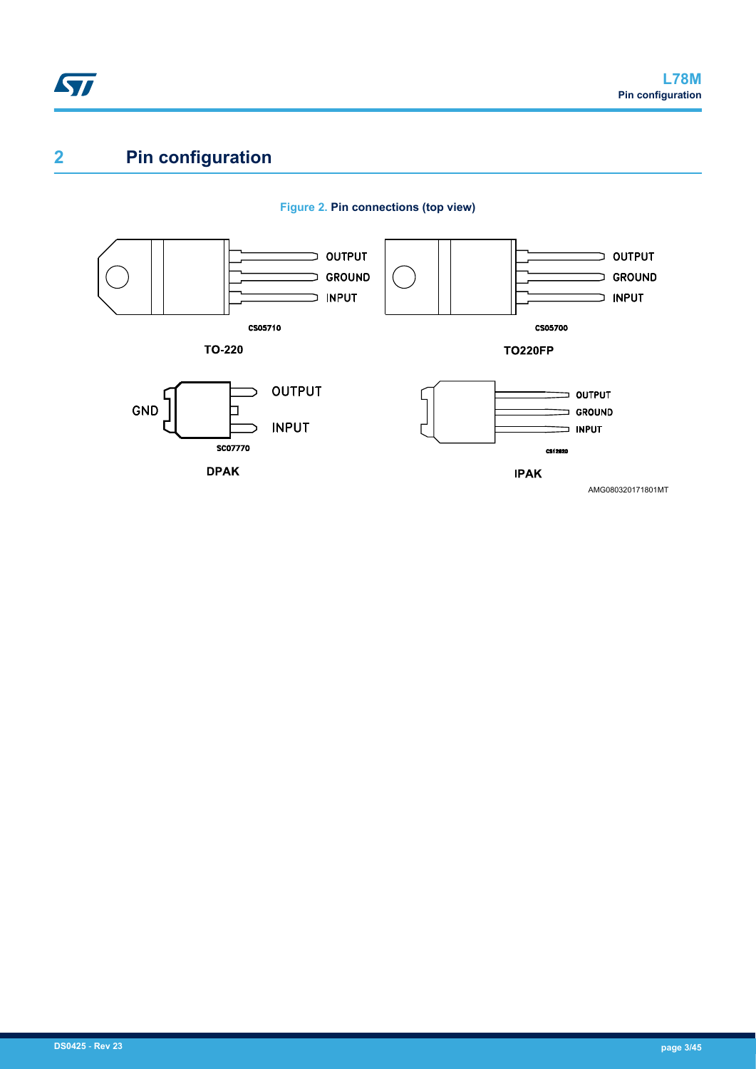## 2 Pin configuration

**Figure 2. Pin connections (top view)**

TO-220: OUTPUT, GROUND, INPUT (CS05710)

TO220FP: OUTPUT, GROUND, INPUT (CS05700)

DPAK: OUTPUT, GND, INPUT (SC07770)

IPAK: OUTPUT, GROUND, INPUT (CS12820)

AMG080320171801MT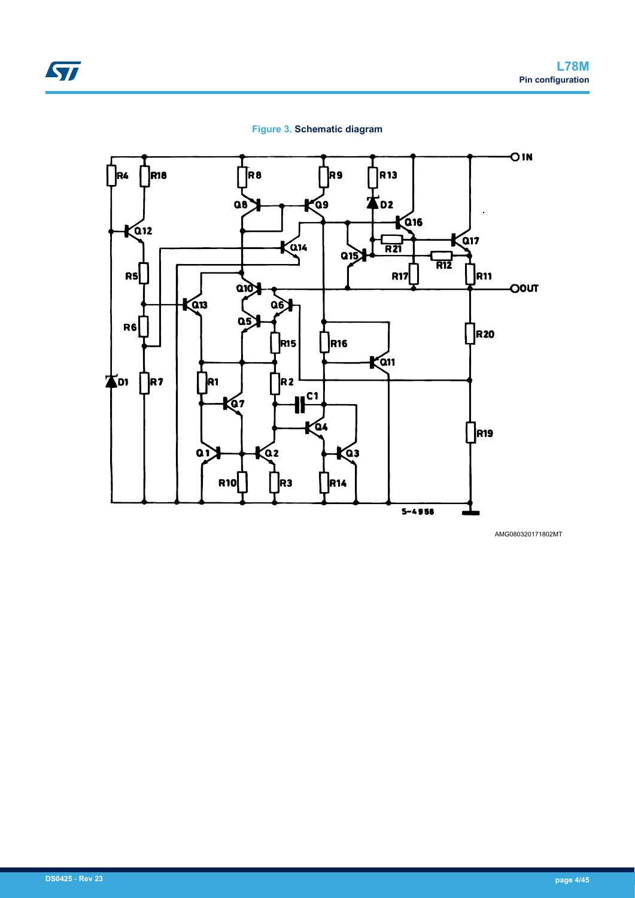**Figure 3. Schematic diagram**

AMG080320171802MT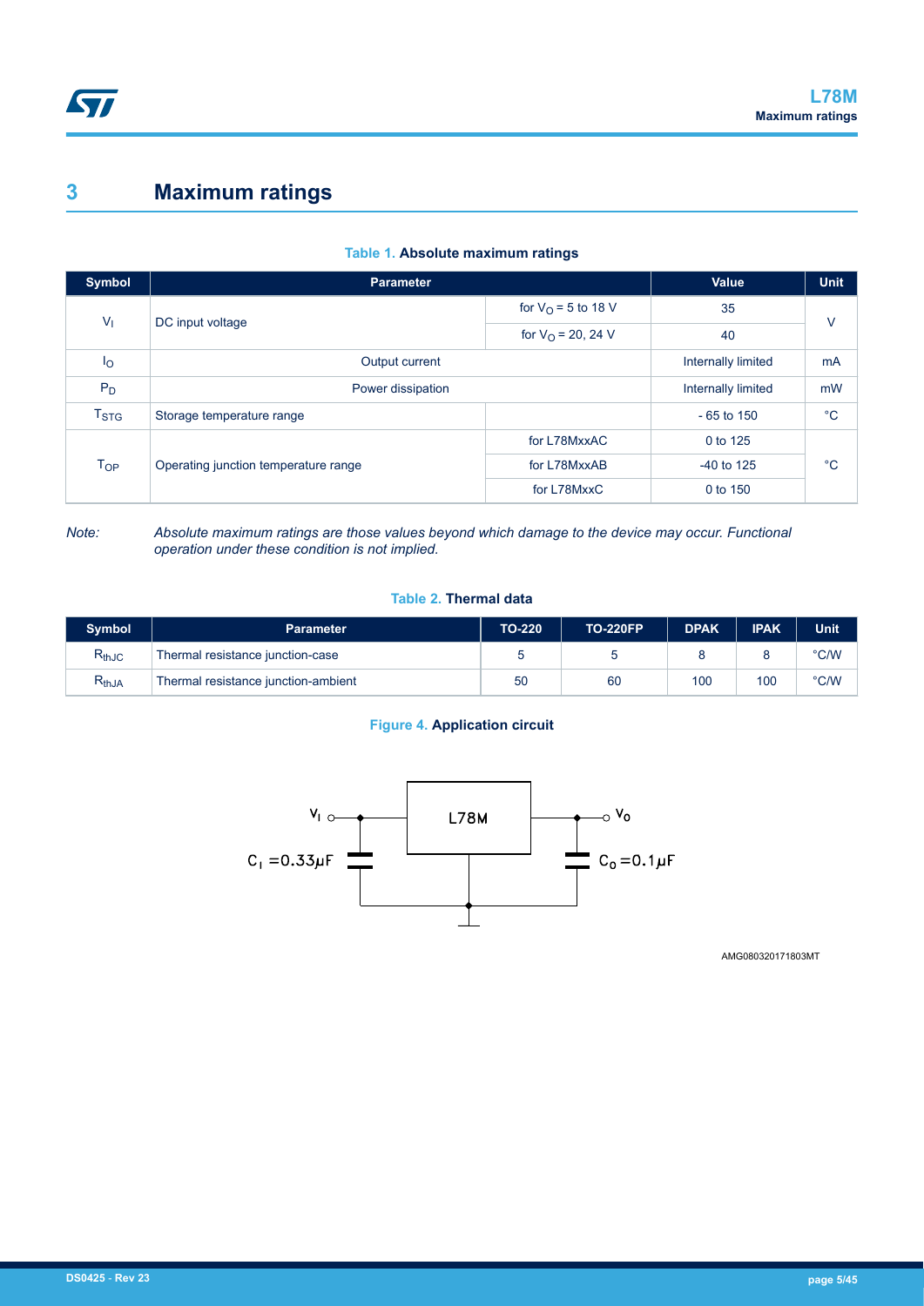# 3 Maximum ratings

**Table 1. Absolute maximum ratings**

| Symbol | Parameter | | Value | Unit |
|---|---|---|---|---|
| $V_I$ | DC input voltage | for $V_O$ = 5 to 18 V | 35 | V |
| | | for $V_O$ = 20, 24 V | 40 | |
| $I_O$ | Output current | | Internally limited | mA |
| $P_D$ | Power dissipation | | Internally limited | mW |
| $T_{STG}$ | Storage temperature range | | - 65 to 150 | °C |
| $T_{OP}$ | Operating junction temperature range | for L78MxxAC | 0 to 125 | °C |
| | | for L78MxxAB | -40 to 125 | |
| | | for L78MxxC | 0 to 150 | |

*Note: Absolute maximum ratings are those values beyond which damage to the device may occur. Functional operation under these condition is not implied.*

**Table 2. Thermal data**

| Symbol | Parameter | TO-220 | TO-220FP | DPAK | IPAK | Unit |
|---|---|---|---|---|---|---|
| $R_{thJC}$ | Thermal resistance junction-case | 5 | 5 | 8 | 8 | °C/W |
| $R_{thJA}$ | Thermal resistance junction-ambient | 50 | 60 | 100 | 100 | °C/W |

**Figure 4. Application circuit**

$V_I$, L78M, $V_O$, $C_I$ = 0.33µF, $C_O$ = 0.1µF

AMG080320171803MT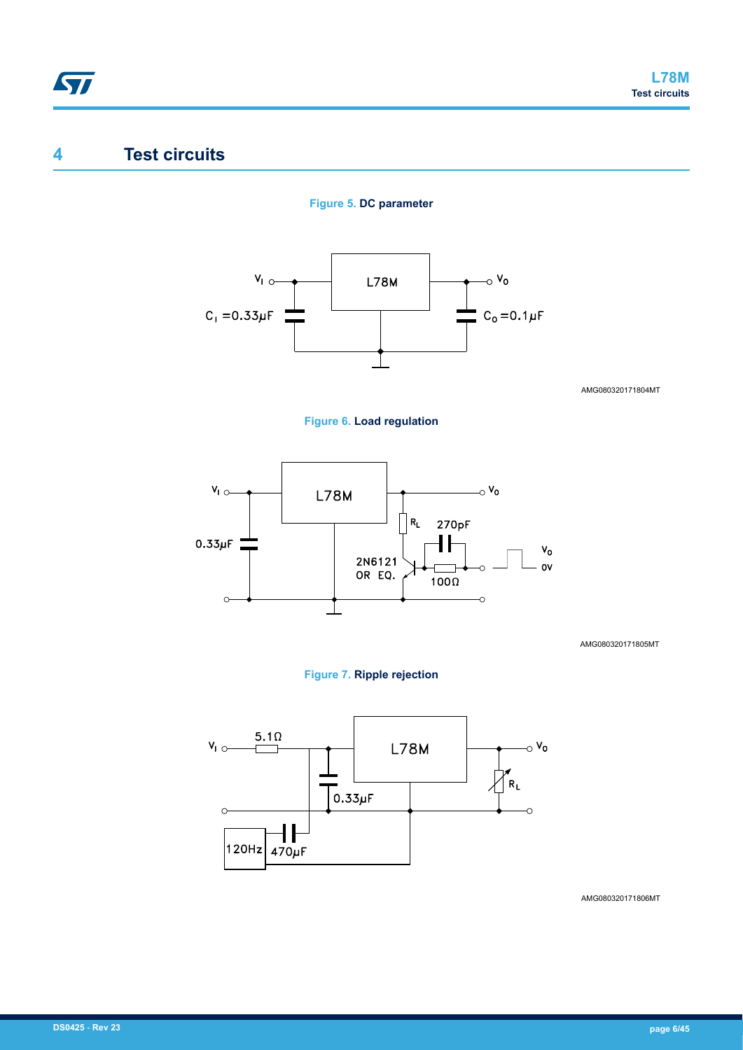# 4 Test circuits

**Figure 5. DC parameter**

**Figure 6. Load regulation**

**Figure 7. Ripple rejection**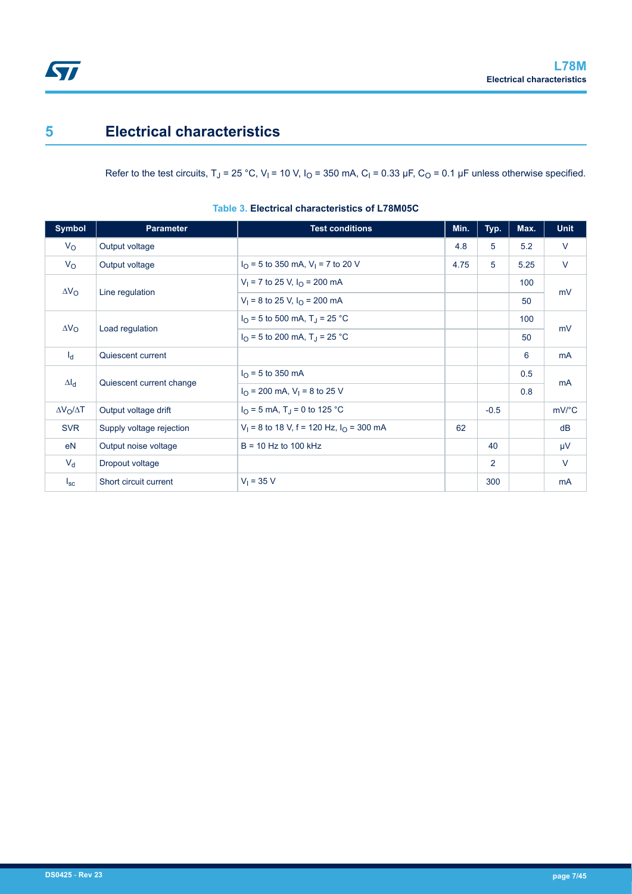# 5 Electrical characteristics

Refer to the test circuits, $T_J$ = 25 °C, $V_I$ = 10 V, $I_O$ = 350 mA, $C_I$ = 0.33 µF, $C_O$ = 0.1 µF unless otherwise specified.

**Table 3. Electrical characteristics of L78M05C**

| Symbol | Parameter | Test conditions | Min. | Typ. | Max. | Unit |
|---|---|---|---|---|---|---|
| $V_O$ | Output voltage | | 4.8 | 5 | 5.2 | V |
| $V_O$ | Output voltage | $I_O$ = 5 to 350 mA, $V_I$ = 7 to 20 V | 4.75 | 5 | 5.25 | V |
| $\Delta V_O$ | Line regulation | $V_I$ = 7 to 25 V, $I_O$ = 200 mA | | | 100 | mV |
| | | $V_I$ = 8 to 25 V, $I_O$ = 200 mA | | | 50 | |
| $\Delta V_O$ | Load regulation | $I_O$ = 5 to 500 mA, $T_J$ = 25 °C | | | 100 | mV |
| | | $I_O$ = 5 to 200 mA, $T_J$ = 25 °C | | | 50 | |
| $I_d$ | Quiescent current | | | | 6 | mA |
| $\Delta I_d$ | Quiescent current change | $I_O$ = 5 to 350 mA | | | 0.5 | mA |
| | | $I_O$ = 200 mA, $V_I$ = 8 to 25 V | | | 0.8 | |
| $\Delta V_O/\Delta T$ | Output voltage drift | $I_O$ = 5 mA, $T_J$ = 0 to 125 °C | | -0.5 | | mV/°C |
| SVR | Supply voltage rejection | $V_I$ = 8 to 18 V, f = 120 Hz, $I_O$ = 300 mA | 62 | | | dB |
| eN | Output noise voltage | B = 10 Hz to 100 kHz | | 40 | | µV |
| $V_d$ | Dropout voltage | | | 2 | | V |
| $I_{sc}$ | Short circuit current | $V_I$ = 35 V | | 300 | | mA |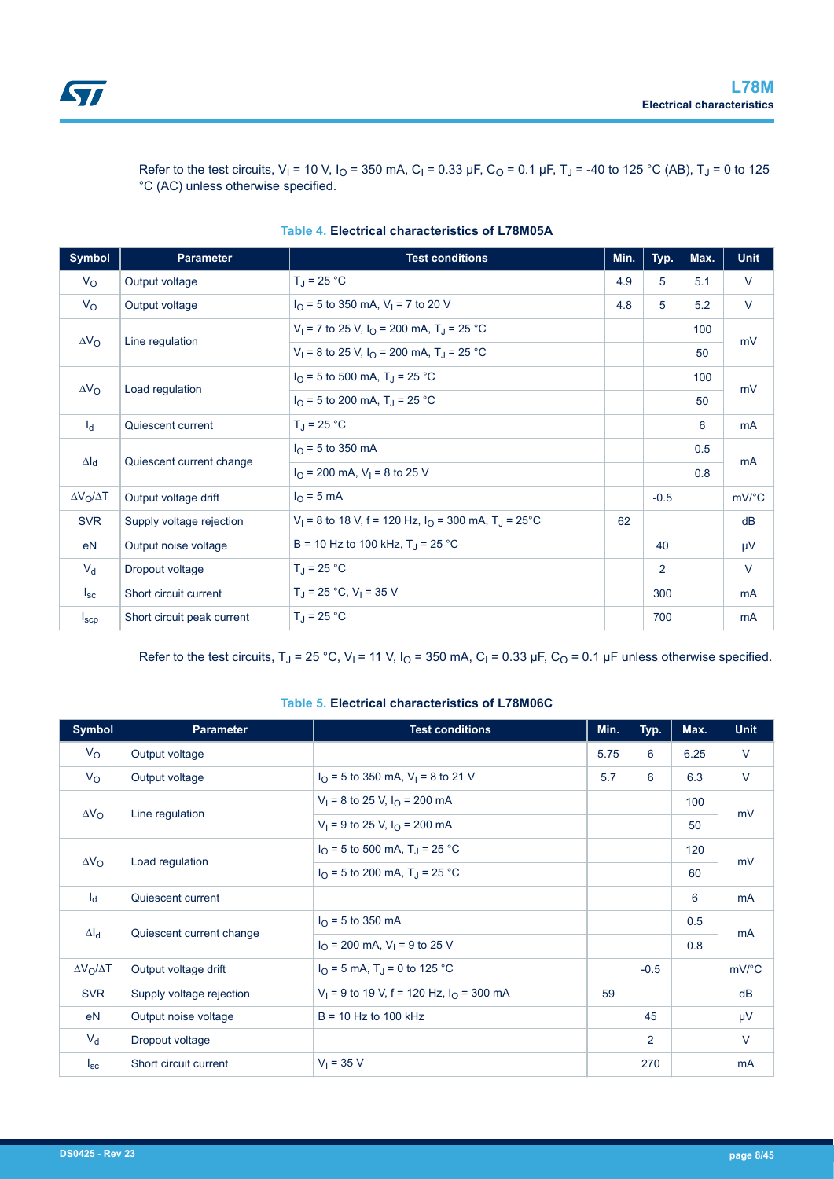Refer to the test circuits, $V_I$ = 10 V, $I_O$ = 350 mA, $C_I$ = 0.33 μF, $C_O$ = 0.1 μF, $T_J$ = -40 to 125 °C (AB), $T_J$ = 0 to 125 °C (AC) unless otherwise specified.

**Table 4. Electrical characteristics of L78M05A**

| Symbol | Parameter | Test conditions | Min. | Typ. | Max. | Unit |
|---|---|---|---|---|---|---|
| $V_O$ | Output voltage | $T_J$ = 25 °C | 4.9 | 5 | 5.1 | V |
| $V_O$ | Output voltage | $I_O$ = 5 to 350 mA, $V_I$ = 7 to 20 V | 4.8 | 5 | 5.2 | V |
| $\Delta V_O$ | Line regulation | $V_I$ = 7 to 25 V, $I_O$ = 200 mA, $T_J$ = 25 °C | | | 100 | mV |
| | | $V_I$ = 8 to 25 V, $I_O$ = 200 mA, $T_J$ = 25 °C | | | 50 | |
| $\Delta V_O$ | Load regulation | $I_O$ = 5 to 500 mA, $T_J$ = 25 °C | | | 100 | mV |
| | | $I_O$ = 5 to 200 mA, $T_J$ = 25 °C | | | 50 | |
| $I_d$ | Quiescent current | $T_J$ = 25 °C | | | 6 | mA |
| $\Delta I_d$ | Quiescent current change | $I_O$ = 5 to 350 mA | | | 0.5 | mA |
| | | $I_O$ = 200 mA, $V_I$ = 8 to 25 V | | | 0.8 | |
| $\Delta V_O/\Delta T$ | Output voltage drift | $I_O$ = 5 mA | | -0.5 | | mV/°C |
| SVR | Supply voltage rejection | $V_I$ = 8 to 18 V, f = 120 Hz, $I_O$ = 300 mA, $T_J$ = 25°C | 62 | | | dB |
| eN | Output noise voltage | B = 10 Hz to 100 kHz, $T_J$ = 25 °C | | 40 | | μV |
| $V_d$ | Dropout voltage | $T_J$ = 25 °C | | 2 | | V |
| $I_{sc}$ | Short circuit current | $T_J$ = 25 °C, $V_I$ = 35 V | | 300 | | mA |
| $I_{scp}$ | Short circuit peak current | $T_J$ = 25 °C | | 700 | | mA |

Refer to the test circuits, $T_J$ = 25 °C, $V_I$ = 11 V, $I_O$ = 350 mA, $C_I$ = 0.33 μF, $C_O$ = 0.1 μF unless otherwise specified.

**Table 5. Electrical characteristics of L78M06C**

| Symbol | Parameter | Test conditions | Min. | Typ. | Max. | Unit |
|---|---|---|---|---|---|---|
| $V_O$ | Output voltage | | 5.75 | 6 | 6.25 | V |
| $V_O$ | Output voltage | $I_O$ = 5 to 350 mA, $V_I$ = 8 to 21 V | 5.7 | 6 | 6.3 | V |
| $\Delta V_O$ | Line regulation | $V_I$ = 8 to 25 V, $I_O$ = 200 mA | | | 100 | mV |
| | | $V_I$ = 9 to 25 V, $I_O$ = 200 mA | | | 50 | |
| $\Delta V_O$ | Load regulation | $I_O$ = 5 to 500 mA, $T_J$ = 25 °C | | | 120 | mV |
| | | $I_O$ = 5 to 200 mA, $T_J$ = 25 °C | | | 60 | |
| $I_d$ | Quiescent current | | | | 6 | mA |
| $\Delta I_d$ | Quiescent current change | $I_O$ = 5 to 350 mA | | | 0.5 | mA |
| | | $I_O$ = 200 mA, $V_I$ = 9 to 25 V | | | 0.8 | |
| $\Delta V_O/\Delta T$ | Output voltage drift | $I_O$ = 5 mA, $T_J$ = 0 to 125 °C | | -0.5 | | mV/°C |
| SVR | Supply voltage rejection | $V_I$ = 9 to 19 V, f = 120 Hz, $I_O$ = 300 mA | 59 | | | dB |
| eN | Output noise voltage | B = 10 Hz to 100 kHz | | 45 | | μV |
| $V_d$ | Dropout voltage | | | 2 | | V |
| $I_{sc}$ | Short circuit current | $V_I$ = 35 V | | 270 | | mA |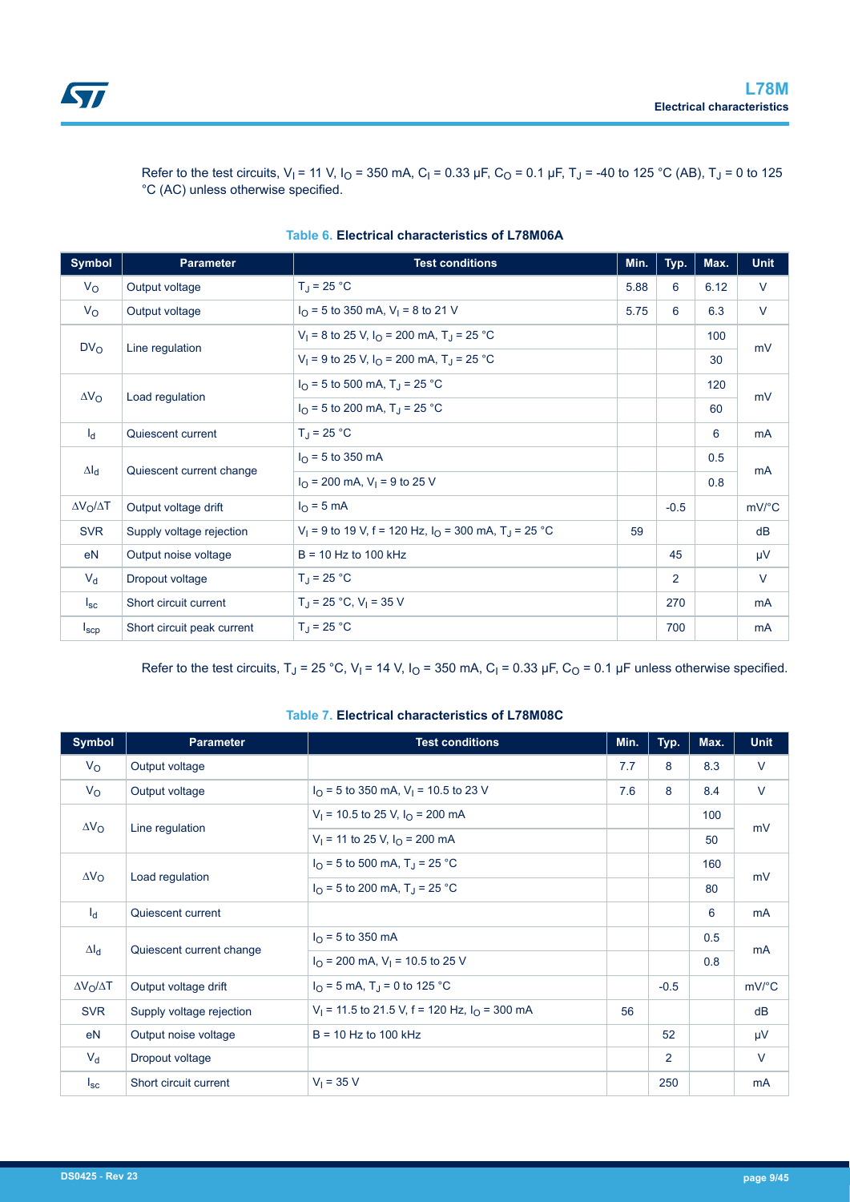Refer to the test circuits, $V_I$ = 11 V, $I_O$ = 350 mA, $C_I$ = 0.33 µF, $C_O$ = 0.1 µF, $T_J$ = -40 to 125 °C (AB), $T_J$ = 0 to 125 °C (AC) unless otherwise specified.

**Table 6. Electrical characteristics of L78M06A**

| Symbol | Parameter | Test conditions | Min. | Typ. | Max. | Unit |
|---|---|---|---|---|---|---|
| $V_O$ | Output voltage | $T_J$ = 25 °C | 5.88 | 6 | 6.12 | V |
| $V_O$ | Output voltage | $I_O$ = 5 to 350 mA, $V_I$ = 8 to 21 V | 5.75 | 6 | 6.3 | V |
| $DV_O$ | Line regulation | $V_I$ = 8 to 25 V, $I_O$ = 200 mA, $T_J$ = 25 °C | | | 100 | mV |
| | | $V_I$ = 9 to 25 V, $I_O$ = 200 mA, $T_J$ = 25 °C | | | 30 | |
| $\Delta V_O$ | Load regulation | $I_O$ = 5 to 500 mA, $T_J$ = 25 °C | | | 120 | mV |
| | | $I_O$ = 5 to 200 mA, $T_J$ = 25 °C | | | 60 | |
| $I_d$ | Quiescent current | $T_J$ = 25 °C | | | 6 | mA |
| $\Delta I_d$ | Quiescent current change | $I_O$ = 5 to 350 mA | | | 0.5 | mA |
| | | $I_O$ = 200 mA, $V_I$ = 9 to 25 V | | | 0.8 | |
| $\Delta V_O/\Delta T$ | Output voltage drift | $I_O$ = 5 mA | | -0.5 | | mV/°C |
| SVR | Supply voltage rejection | $V_I$ = 9 to 19 V, f = 120 Hz, $I_O$ = 300 mA, $T_J$ = 25 °C | 59 | | | dB |
| eN | Output noise voltage | B = 10 Hz to 100 kHz | | 45 | | µV |
| $V_d$ | Dropout voltage | $T_J$ = 25 °C | | 2 | | V |
| $I_{sc}$ | Short circuit current | $T_J$ = 25 °C, $V_I$ = 35 V | | 270 | | mA |
| $I_{scp}$ | Short circuit peak current | $T_J$ = 25 °C | | 700 | | mA |

Refer to the test circuits, $T_J$ = 25 °C, $V_I$ = 14 V, $I_O$ = 350 mA, $C_I$ = 0.33 µF, $C_O$ = 0.1 µF unless otherwise specified.

**Table 7. Electrical characteristics of L78M08C**

| Symbol | Parameter | Test conditions | Min. | Typ. | Max. | Unit |
|---|---|---|---|---|---|---|
| $V_O$ | Output voltage | | 7.7 | 8 | 8.3 | V |
| $V_O$ | Output voltage | $I_O$ = 5 to 350 mA, $V_I$ = 10.5 to 23 V | 7.6 | 8 | 8.4 | V |
| $\Delta V_O$ | Line regulation | $V_I$ = 10.5 to 25 V, $I_O$ = 200 mA | | | 100 | mV |
| | | $V_I$ = 11 to 25 V, $I_O$ = 200 mA | | | 50 | |
| $\Delta V_O$ | Load regulation | $I_O$ = 5 to 500 mA, $T_J$ = 25 °C | | | 160 | mV |
| | | $I_O$ = 5 to 200 mA, $T_J$ = 25 °C | | | 80 | |
| $I_d$ | Quiescent current | | | | 6 | mA |
| $\Delta I_d$ | Quiescent current change | $I_O$ = 5 to 350 mA | | | 0.5 | mA |
| | | $I_O$ = 200 mA, $V_I$ = 10.5 to 25 V | | | 0.8 | |
| $\Delta V_O/\Delta T$ | Output voltage drift | $I_O$ = 5 mA, $T_J$ = 0 to 125 °C | | -0.5 | | mV/°C |
| SVR | Supply voltage rejection | $V_I$ = 11.5 to 21.5 V, f = 120 Hz, $I_O$ = 300 mA | 56 | | | dB |
| eN | Output noise voltage | B = 10 Hz to 100 kHz | | 52 | | µV |
| $V_d$ | Dropout voltage | | | 2 | | V |
| $I_{sc}$ | Short circuit current | $V_I$ = 35 V | | 250 | | mA |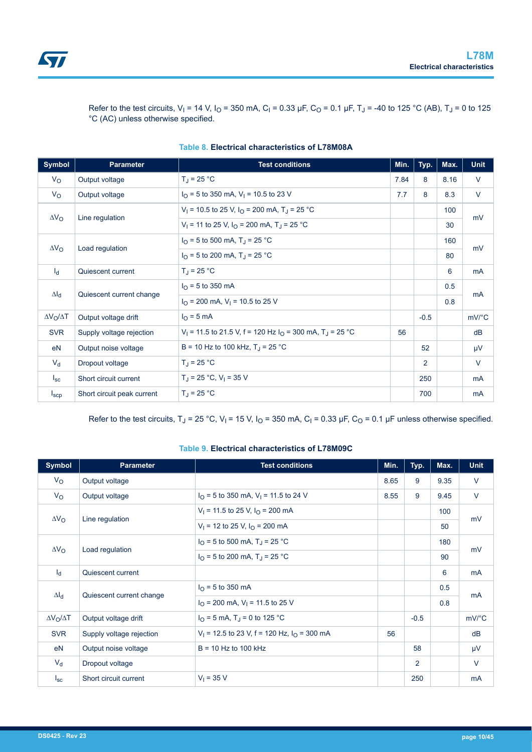Refer to the test circuits, $V_I$ = 14 V, $I_O$ = 350 mA, $C_I$ = 0.33 µF, $C_O$ = 0.1 µF, $T_J$ = -40 to 125 °C (AB), $T_J$ = 0 to 125 °C (AC) unless otherwise specified.

**Table 8. Electrical characteristics of L78M08A**

| Symbol | Parameter | Test conditions | Min. | Typ. | Max. | Unit |
|---|---|---|---|---|---|---|
| $V_O$ | Output voltage | $T_J$ = 25 °C | 7.84 | 8 | 8.16 | V |
| $V_O$ | Output voltage | $I_O$ = 5 to 350 mA, $V_I$ = 10.5 to 23 V | 7.7 | 8 | 8.3 | V |
| $\Delta V_O$ | Line regulation | $V_I$ = 10.5 to 25 V, $I_O$ = 200 mA, $T_J$ = 25 °C | | | 100 | mV |
| | | $V_I$ = 11 to 25 V, $I_O$ = 200 mA, $T_J$ = 25 °C | | | 30 | |
| $\Delta V_O$ | Load regulation | $I_O$ = 5 to 500 mA, $T_J$ = 25 °C | | | 160 | mV |
| | | $I_O$ = 5 to 200 mA, $T_J$ = 25 °C | | | 80 | |
| $I_d$ | Quiescent current | $T_J$ = 25 °C | | | 6 | mA |
| $\Delta I_d$ | Quiescent current change | $I_O$ = 5 to 350 mA | | | 0.5 | mA |
| | | $I_O$ = 200 mA, $V_I$ = 10.5 to 25 V | | | 0.8 | |
| $\Delta V_O/\Delta T$ | Output voltage drift | $I_O$ = 5 mA | | -0.5 | | mV/°C |
| SVR | Supply voltage rejection | $V_I$ = 11.5 to 21.5 V, f = 120 Hz $I_O$ = 300 mA, $T_J$ = 25 °C | 56 | | | dB |
| eN | Output noise voltage | B = 10 Hz to 100 kHz, $T_J$ = 25 °C | | 52 | | µV |
| $V_d$ | Dropout voltage | $T_J$ = 25 °C | | 2 | | V |
| $I_{sc}$ | Short circuit current | $T_J$ = 25 °C, $V_I$ = 35 V | | 250 | | mA |
| $I_{scp}$ | Short circuit peak current | $T_J$ = 25 °C | | 700 | | mA |

Refer to the test circuits, $T_J$ = 25 °C, $V_I$ = 15 V, $I_O$ = 350 mA, $C_I$ = 0.33 µF, $C_O$ = 0.1 µF unless otherwise specified.

**Table 9. Electrical characteristics of L78M09C**

| Symbol | Parameter | Test conditions | Min. | Typ. | Max. | Unit |
|---|---|---|---|---|---|---|
| $V_O$ | Output voltage | | 8.65 | 9 | 9.35 | V |
| $V_O$ | Output voltage | $I_O$ = 5 to 350 mA, $V_I$ = 11.5 to 24 V | 8.55 | 9 | 9.45 | V |
| $\Delta V_O$ | Line regulation | $V_I$ = 11.5 to 25 V, $I_O$ = 200 mA | | | 100 | mV |
| | | $V_I$ = 12 to 25 V, $I_O$ = 200 mA | | | 50 | |
| $\Delta V_O$ | Load regulation | $I_O$ = 5 to 500 mA, $T_J$ = 25 °C | | | 180 | mV |
| | | $I_O$ = 5 to 200 mA, $T_J$ = 25 °C | | | 90 | |
| $I_d$ | Quiescent current | | | | 6 | mA |
| $\Delta I_d$ | Quiescent current change | $I_O$ = 5 to 350 mA | | | 0.5 | mA |
| | | $I_O$ = 200 mA, $V_I$ = 11.5 to 25 V | | | 0.8 | |
| $\Delta V_O/\Delta T$ | Output voltage drift | $I_O$ = 5 mA, $T_J$ = 0 to 125 °C | | -0.5 | | mV/°C |
| SVR | Supply voltage rejection | $V_I$ = 12.5 to 23 V, f = 120 Hz, $I_O$ = 300 mA | 56 | | | dB |
| eN | Output noise voltage | B = 10 Hz to 100 kHz | | 58 | | µV |
| $V_d$ | Dropout voltage | | | 2 | | V |
| $I_{sc}$ | Short circuit current | $V_I$ = 35 V | | 250 | | mA |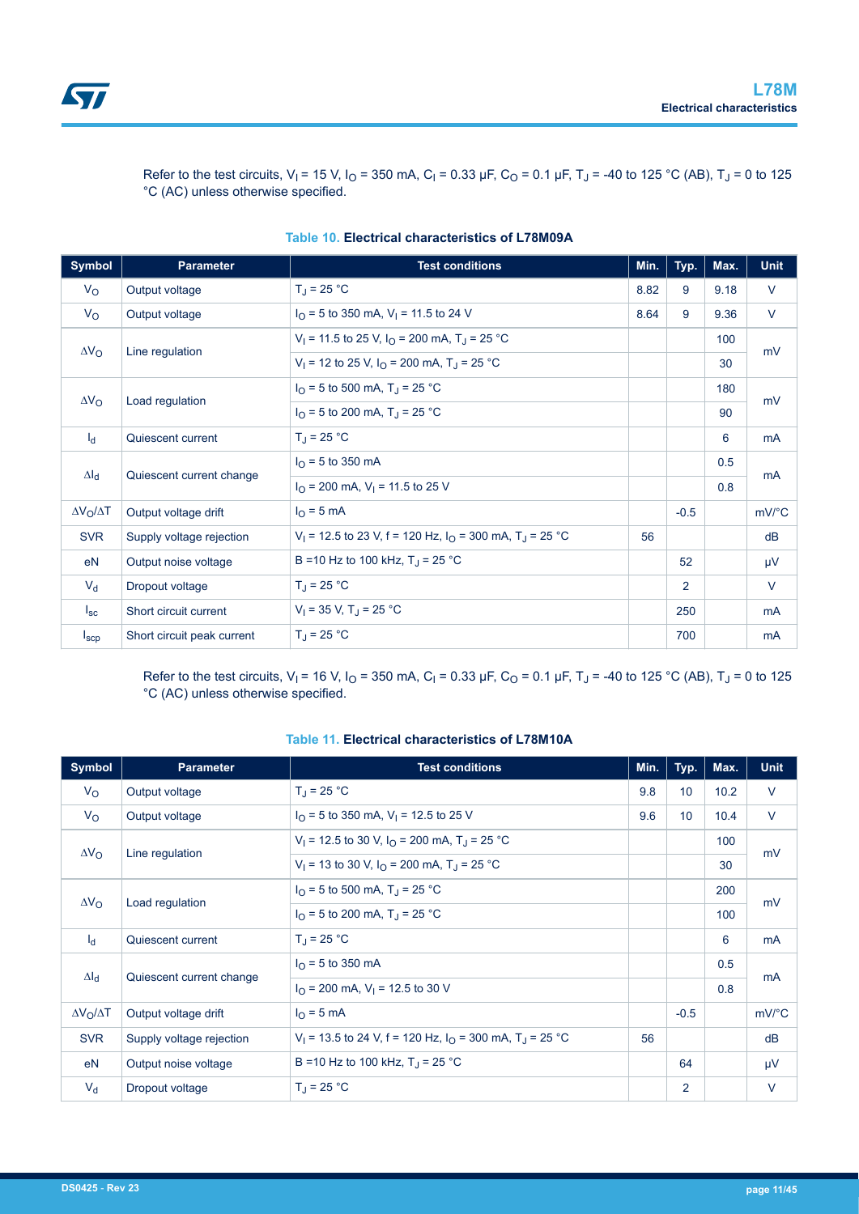Refer to the test circuits, $V_I$ = 15 V, $I_O$ = 350 mA, $C_I$ = 0.33 µF, $C_O$ = 0.1 µF, $T_J$ = -40 to 125 °C (AB), $T_J$ = 0 to 125 °C (AC) unless otherwise specified.

**Table 10. Electrical characteristics of L78M09A**

| Symbol | Parameter | Test conditions | Min. | Typ. | Max. | Unit |
|---|---|---|---|---|---|---|
| $V_O$ | Output voltage | $T_J$ = 25 °C | 8.82 | 9 | 9.18 | V |
| $V_O$ | Output voltage | $I_O$ = 5 to 350 mA, $V_I$ = 11.5 to 24 V | 8.64 | 9 | 9.36 | V |
| $\Delta V_O$ | Line regulation | $V_I$ = 11.5 to 25 V, $I_O$ = 200 mA, $T_J$ = 25 °C | | | 100 | mV |
| | | $V_I$ = 12 to 25 V, $I_O$ = 200 mA, $T_J$ = 25 °C | | | 30 | |
| $\Delta V_O$ | Load regulation | $I_O$ = 5 to 500 mA, $T_J$ = 25 °C | | | 180 | mV |
| | | $I_O$ = 5 to 200 mA, $T_J$ = 25 °C | | | 90 | |
| $I_d$ | Quiescent current | $T_J$ = 25 °C | | | 6 | mA |
| $\Delta I_d$ | Quiescent current change | $I_O$ = 5 to 350 mA | | | 0.5 | mA |
| | | $I_O$ = 200 mA, $V_I$ = 11.5 to 25 V | | | 0.8 | |
| $\Delta V_O/\Delta T$ | Output voltage drift | $I_O$ = 5 mA | | -0.5 | | mV/°C |
| SVR | Supply voltage rejection | $V_I$ = 12.5 to 23 V, f = 120 Hz, $I_O$ = 300 mA, $T_J$ = 25 °C | 56 | | | dB |
| eN | Output noise voltage | B =10 Hz to 100 kHz, $T_J$ = 25 °C | | 52 | | µV |
| $V_d$ | Dropout voltage | $T_J$ = 25 °C | | 2 | | V |
| $I_{sc}$ | Short circuit current | $V_I$ = 35 V, $T_J$ = 25 °C | | 250 | | mA |
| $I_{scp}$ | Short circuit peak current | $T_J$ = 25 °C | | 700 | | mA |

Refer to the test circuits, $V_I$ = 16 V, $I_O$ = 350 mA, $C_I$ = 0.33 µF, $C_O$ = 0.1 µF, $T_J$ = -40 to 125 °C (AB), $T_J$ = 0 to 125 °C (AC) unless otherwise specified.

**Table 11. Electrical characteristics of L78M10A**

| Symbol | Parameter | Test conditions | Min. | Typ. | Max. | Unit |
|---|---|---|---|---|---|---|
| $V_O$ | Output voltage | $T_J$ = 25 °C | 9.8 | 10 | 10.2 | V |
| $V_O$ | Output voltage | $I_O$ = 5 to 350 mA, $V_I$ = 12.5 to 25 V | 9.6 | 10 | 10.4 | V |
| $\Delta V_O$ | Line regulation | $V_I$ = 12.5 to 30 V, $I_O$ = 200 mA, $T_J$ = 25 °C | | | 100 | mV |
| | | $V_I$ = 13 to 30 V, $I_O$ = 200 mA, $T_J$ = 25 °C | | | 30 | |
| $\Delta V_O$ | Load regulation | $I_O$ = 5 to 500 mA, $T_J$ = 25 °C | | | 200 | mV |
| | | $I_O$ = 5 to 200 mA, $T_J$ = 25 °C | | | 100 | |
| $I_d$ | Quiescent current | $T_J$ = 25 °C | | | 6 | mA |
| $\Delta I_d$ | Quiescent current change | $I_O$ = 5 to 350 mA | | | 0.5 | mA |
| | | $I_O$ = 200 mA, $V_I$ = 12.5 to 30 V | | | 0.8 | |
| $\Delta V_O/\Delta T$ | Output voltage drift | $I_O$ = 5 mA | | -0.5 | | mV/°C |
| SVR | Supply voltage rejection | $V_I$ = 13.5 to 24 V, f = 120 Hz, $I_O$ = 300 mA, $T_J$ = 25 °C | 56 | | | dB |
| eN | Output noise voltage | B =10 Hz to 100 kHz, $T_J$ = 25 °C | | 64 | | µV |
| $V_d$ | Dropout voltage | $T_J$ = 25 °C | | 2 | | V |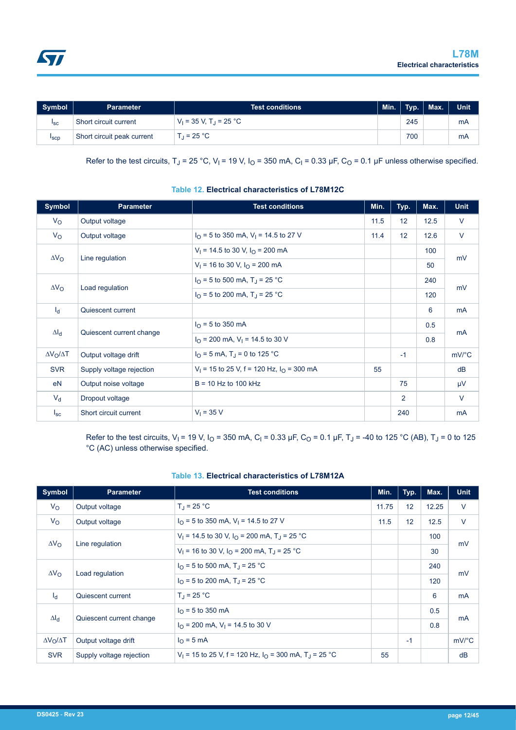| Symbol | Parameter | Test conditions | Min. | Typ. | Max. | Unit |
|---|---|---|---|---|---|---|
| $I_{sc}$ | Short circuit current | $V_I$ = 35 V, $T_J$ = 25 °C | | 245 | | mA |
| $I_{scp}$ | Short circuit peak current | $T_J$ = 25 °C | | 700 | | mA |

Refer to the test circuits, $T_J$ = 25 °C, $V_I$ = 19 V, $I_O$ = 350 mA, $C_I$ = 0.33 µF, $C_O$ = 0.1 µF unless otherwise specified.

**Table 12. Electrical characteristics of L78M12C**

| Symbol | Parameter | Test conditions | Min. | Typ. | Max. | Unit |
|---|---|---|---|---|---|---|
| $V_O$ | Output voltage | | 11.5 | 12 | 12.5 | V |
| $V_O$ | Output voltage | $I_O$ = 5 to 350 mA, $V_I$ = 14.5 to 27 V | 11.4 | 12 | 12.6 | V |
| $\Delta V_O$ | Line regulation | $V_I$ = 14.5 to 30 V, $I_O$ = 200 mA | | | 100 | mV |
| | | $V_I$ = 16 to 30 V, $I_O$ = 200 mA | | | 50 | |
| $\Delta V_O$ | Load regulation | $I_O$ = 5 to 500 mA, $T_J$ = 25 °C | | | 240 | mV |
| | | $I_O$ = 5 to 200 mA, $T_J$ = 25 °C | | | 120 | |
| $I_d$ | Quiescent current | | | | 6 | mA |
| $\Delta I_d$ | Quiescent current change | $I_O$ = 5 to 350 mA | | | 0.5 | mA |
| | | $I_O$ = 200 mA, $V_I$ = 14.5 to 30 V | | | 0.8 | |
| $\Delta V_O/\Delta T$ | Output voltage drift | $I_O$ = 5 mA, $T_J$ = 0 to 125 °C | | -1 | | mV/°C |
| SVR | Supply voltage rejection | $V_I$ = 15 to 25 V, f = 120 Hz, $I_O$ = 300 mA | 55 | | | dB |
| eN | Output noise voltage | B = 10 Hz to 100 kHz | | 75 | | µV |
| $V_d$ | Dropout voltage | | | 2 | | V |
| $I_{sc}$ | Short circuit current | $V_I$ = 35 V | | 240 | | mA |

Refer to the test circuits, $V_I$ = 19 V, $I_O$ = 350 mA, $C_I$ = 0.33 µF, $C_O$ = 0.1 µF, $T_J$ = -40 to 125 °C (AB), $T_J$ = 0 to 125 °C (AC) unless otherwise specified.

**Table 13. Electrical characteristics of L78M12A**

| Symbol | Parameter | Test conditions | Min. | Typ. | Max. | Unit |
|---|---|---|---|---|---|---|
| $V_O$ | Output voltage | $T_J$ = 25 °C | 11.75 | 12 | 12.25 | V |
| $V_O$ | Output voltage | $I_O$ = 5 to 350 mA, $V_I$ = 14.5 to 27 V | 11.5 | 12 | 12.5 | V |
| $\Delta V_O$ | Line regulation | $V_I$ = 14.5 to 30 V, $I_O$ = 200 mA, $T_J$ = 25 °C | | | 100 | mV |
| | | $V_I$ = 16 to 30 V, $I_O$ = 200 mA, $T_J$ = 25 °C | | | 30 | |
| $\Delta V_O$ | Load regulation | $I_O$ = 5 to 500 mA, $T_J$ = 25 °C | | | 240 | mV |
| | | $I_O$ = 5 to 200 mA, $T_J$ = 25 °C | | | 120 | |
| $I_d$ | Quiescent current | $T_J$ = 25 °C | | | 6 | mA |
| $\Delta I_d$ | Quiescent current change | $I_O$ = 5 to 350 mA | | | 0.5 | mA |
| | | $I_O$ = 200 mA, $V_I$ = 14.5 to 30 V | | | 0.8 | |
| $\Delta V_O/\Delta T$ | Output voltage drift | $I_O$ = 5 mA | | -1 | | mV/°C |
| SVR | Supply voltage rejection | $V_I$ = 15 to 25 V, f = 120 Hz, $I_O$ = 300 mA, $T_J$ = 25 °C | 55 | | | dB |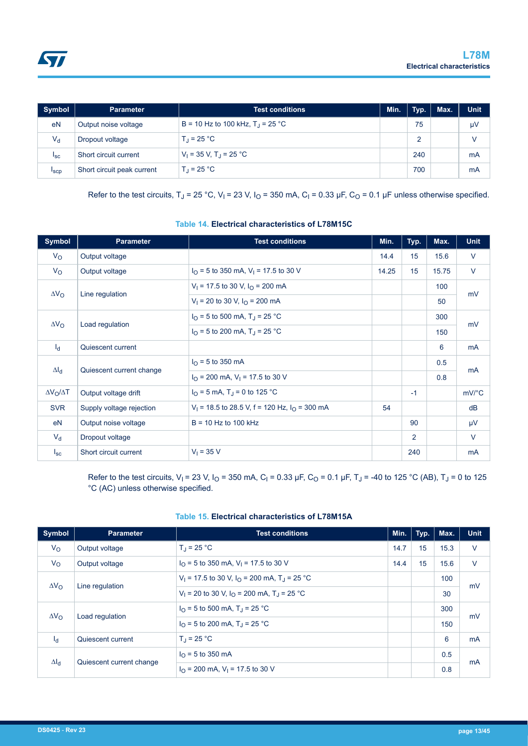| Symbol | Parameter | Test conditions | Min. | Typ. | Max. | Unit |
|---|---|---|---|---|---|---|
| eN | Output noise voltage | B = 10 Hz to 100 kHz, $T_J$ = 25 °C | | 75 | | µV |
| $V_d$ | Dropout voltage | $T_J$ = 25 °C | | 2 | | V |
| $I_{sc}$ | Short circuit current | $V_I$ = 35 V, $T_J$ = 25 °C | | 240 | | mA |
| $I_{scp}$ | Short circuit peak current | $T_J$ = 25 °C | | 700 | | mA |

Refer to the test circuits, $T_J$ = 25 °C, $V_I$ = 23 V, $I_O$ = 350 mA, $C_I$ = 0.33 µF, $C_O$ = 0.1 µF unless otherwise specified.

**Table 14. Electrical characteristics of L78M15C**

| Symbol | Parameter | Test conditions | Min. | Typ. | Max. | Unit |
|---|---|---|---|---|---|---|
| $V_O$ | Output voltage | | 14.4 | 15 | 15.6 | V |
| $V_O$ | Output voltage | $I_O$ = 5 to 350 mA, $V_I$ = 17.5 to 30 V | 14.25 | 15 | 15.75 | V |
| $\Delta V_O$ | Line regulation | $V_I$ = 17.5 to 30 V, $I_O$ = 200 mA | | | 100 | mV |
| | | $V_I$ = 20 to 30 V, $I_O$ = 200 mA | | | 50 | |
| $\Delta V_O$ | Load regulation | $I_O$ = 5 to 500 mA, $T_J$ = 25 °C | | | 300 | mV |
| | | $I_O$ = 5 to 200 mA, $T_J$ = 25 °C | | | 150 | |
| $I_d$ | Quiescent current | | | | 6 | mA |
| $\Delta I_d$ | Quiescent current change | $I_O$ = 5 to 350 mA | | | 0.5 | mA |
| | | $I_O$ = 200 mA, $V_I$ = 17.5 to 30 V | | | 0.8 | |
| $\Delta V_O/\Delta T$ | Output voltage drift | $I_O$ = 5 mA, $T_J$ = 0 to 125 °C | | -1 | | mV/°C |
| SVR | Supply voltage rejection | $V_I$ = 18.5 to 28.5 V, f = 120 Hz, $I_O$ = 300 mA | 54 | | | dB |
| eN | Output noise voltage | B = 10 Hz to 100 kHz | | 90 | | µV |
| $V_d$ | Dropout voltage | | | 2 | | V |
| $I_{sc}$ | Short circuit current | $V_I$ = 35 V | | 240 | | mA |

Refer to the test circuits, $V_I$ = 23 V, $I_O$ = 350 mA, $C_I$ = 0.33 µF, $C_O$ = 0.1 µF, $T_J$ = -40 to 125 °C (AB), $T_J$ = 0 to 125 °C (AC) unless otherwise specified.

**Table 15. Electrical characteristics of L78M15A**

| Symbol | Parameter | Test conditions | Min. | Typ. | Max. | Unit |
|---|---|---|---|---|---|---|
| $V_O$ | Output voltage | $T_J$ = 25 °C | 14.7 | 15 | 15.3 | V |
| $V_O$ | Output voltage | $I_O$ = 5 to 350 mA, $V_I$ = 17.5 to 30 V | 14.4 | 15 | 15.6 | V |
| $\Delta V_O$ | Line regulation | $V_I$ = 17.5 to 30 V, $I_O$ = 200 mA, $T_J$ = 25 °C | | | 100 | mV |
| | | $V_I$ = 20 to 30 V, $I_O$ = 200 mA, $T_J$ = 25 °C | | | 30 | |
| $\Delta V_O$ | Load regulation | $I_O$ = 5 to 500 mA, $T_J$ = 25 °C | | | 300 | mV |
| | | $I_O$ = 5 to 200 mA, $T_J$ = 25 °C | | | 150 | |
| $I_d$ | Quiescent current | $T_J$ = 25 °C | | | 6 | mA |
| $\Delta I_d$ | Quiescent current change | $I_O$ = 5 to 350 mA | | | 0.5 | mA |
| | | $I_O$ = 200 mA, $V_I$ = 17.5 to 30 V | | | 0.8 | |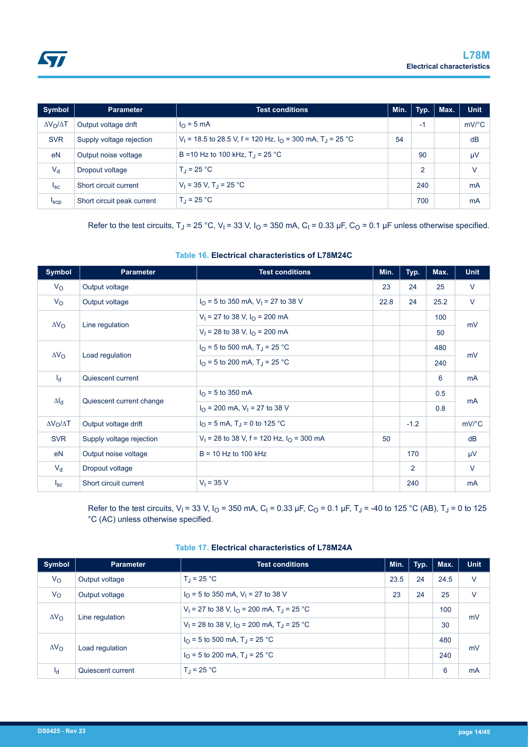| Symbol | Parameter | Test conditions | Min. | Typ. | Max. | Unit |
|---|---|---|---|---|---|---|
| $\Delta V_O/\Delta T$ | Output voltage drift | $I_O$ = 5 mA | | -1 | | mV/°C |
| SVR | Supply voltage rejection | $V_I$ = 18.5 to 28.5 V, f = 120 Hz, $I_O$ = 300 mA, $T_J$ = 25 °C | 54 | | | dB |
| eN | Output noise voltage | B =10 Hz to 100 kHz, $T_J$ = 25 °C | | 90 | | µV |
| $V_d$ | Dropout voltage | $T_J$ = 25 °C | | 2 | | V |
| $I_{sc}$ | Short circuit current | $V_I$ = 35 V, $T_J$ = 25 °C | | 240 | | mA |
| $I_{scp}$ | Short circuit peak current | $T_J$ = 25 °C | | 700 | | mA |

Refer to the test circuits, $T_J$ = 25 °C, $V_I$ = 33 V, $I_O$ = 350 mA, $C_I$ = 0.33 µF, $C_O$ = 0.1 µF unless otherwise specified.

**Table 16. Electrical characteristics of L78M24C**

| Symbol | Parameter | Test conditions | Min. | Typ. | Max. | Unit |
|---|---|---|---|---|---|---|
| $V_O$ | Output voltage | | 23 | 24 | 25 | V |
| $V_O$ | Output voltage | $I_O$ = 5 to 350 mA, $V_I$ = 27 to 38 V | 22.8 | 24 | 25.2 | V |
| $\Delta V_O$ | Line regulation | $V_I$ = 27 to 38 V, $I_O$ = 200 mA | | | 100 | mV |
| | | $V_I$ = 28 to 38 V, $I_O$ = 200 mA | | | 50 | |
| $\Delta V_O$ | Load regulation | $I_O$ = 5 to 500 mA, $T_J$ = 25 °C | | | 480 | mV |
| | | $I_O$ = 5 to 200 mA, $T_J$ = 25 °C | | | 240 | |
| $I_d$ | Quiescent current | | | | 6 | mA |
| $\Delta I_d$ | Quiescent current change | $I_O$ = 5 to 350 mA | | | 0.5 | mA |
| | | $I_O$ = 200 mA, $V_I$ = 27 to 38 V | | | 0.8 | |
| $\Delta V_O/\Delta T$ | Output voltage drift | $I_O$ = 5 mA, $T_J$ = 0 to 125 °C | | -1.2 | | mV/°C |
| SVR | Supply voltage rejection | $V_I$ = 28 to 38 V, f = 120 Hz, $I_O$ = 300 mA | 50 | | | dB |
| eN | Output noise voltage | B = 10 Hz to 100 kHz | | 170 | | µV |
| $V_d$ | Dropout voltage | | | 2 | | V |
| $I_{sc}$ | Short circuit current | $V_I$ = 35 V | | 240 | | mA |

Refer to the test circuits, $V_I$ = 33 V, $I_O$ = 350 mA, $C_I$ = 0.33 µF, $C_O$ = 0.1 µF, $T_J$ = -40 to 125 °C (AB), $T_J$ = 0 to 125 °C (AC) unless otherwise specified.

**Table 17. Electrical characteristics of L78M24A**

| Symbol | Parameter | Test conditions | Min. | Typ. | Max. | Unit |
|---|---|---|---|---|---|---|
| $V_O$ | Output voltage | $T_J$ = 25 °C | 23.5 | 24 | 24.5 | V |
| $V_O$ | Output voltage | $I_O$ = 5 to 350 mA, $V_I$ = 27 to 38 V | 23 | 24 | 25 | V |
| $\Delta V_O$ | Line regulation | $V_I$ = 27 to 38 V, $I_O$ = 200 mA, $T_J$ = 25 °C | | | 100 | mV |
| | | $V_I$ = 28 to 38 V, $I_O$ = 200 mA, $T_J$ = 25 °C | | | 30 | |
| $\Delta V_O$ | Load regulation | $I_O$ = 5 to 500 mA, $T_J$ = 25 °C | | | 480 | mV |
| | | $I_O$ = 5 to 200 mA, $T_J$ = 25 °C | | | 240 | |
| $I_d$ | Quiescent current | $T_J$ = 25 °C | | | 6 | mA |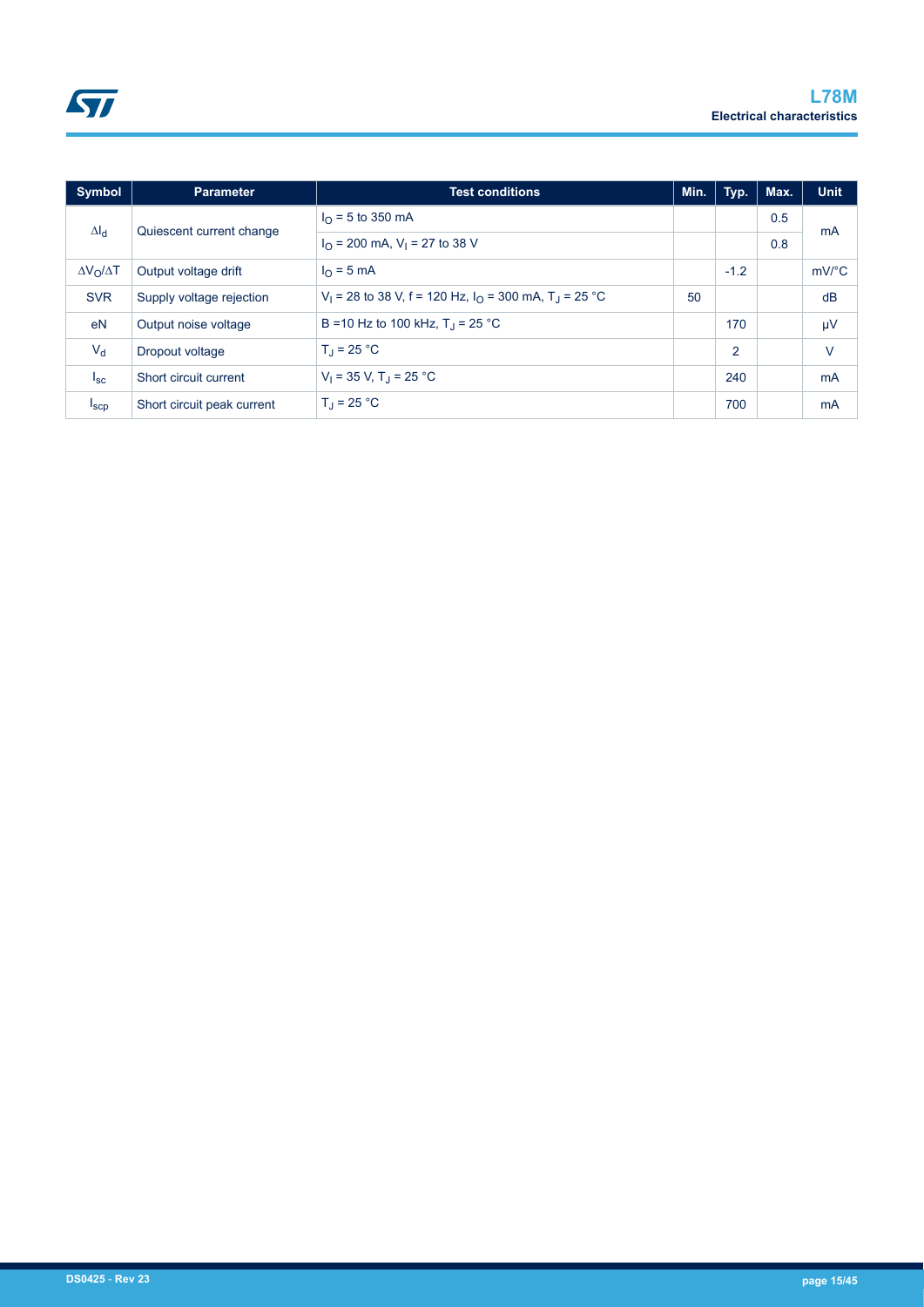| Symbol | Parameter | Test conditions | Min. | Typ. | Max. | Unit |
| --- | --- | --- | --- | --- | --- | --- |
| $\Delta I_d$ | Quiescent current change | $I_O$ = 5 to 350 mA | | | 0.5 | mA |
| | | $I_O$ = 200 mA, $V_I$ = 27 to 38 V | | | 0.8 | |
| $\Delta V_O/\Delta T$ | Output voltage drift | $I_O$ = 5 mA | | -1.2 | | mV/°C |
| SVR | Supply voltage rejection | $V_I$ = 28 to 38 V, f = 120 Hz, $I_O$ = 300 mA, $T_J$ = 25 °C | 50 | | | dB |
| eN | Output noise voltage | B =10 Hz to 100 kHz, $T_J$ = 25 °C | | 170 | | µV |
| $V_d$ | Dropout voltage | $T_J$ = 25 °C | | 2 | | V |
| $I_{sc}$ | Short circuit current | $V_I$ = 35 V, $T_J$ = 25 °C | | 240 | | mA |
| $I_{scp}$ | Short circuit peak current | $T_J$ = 25 °C | | 700 | | mA |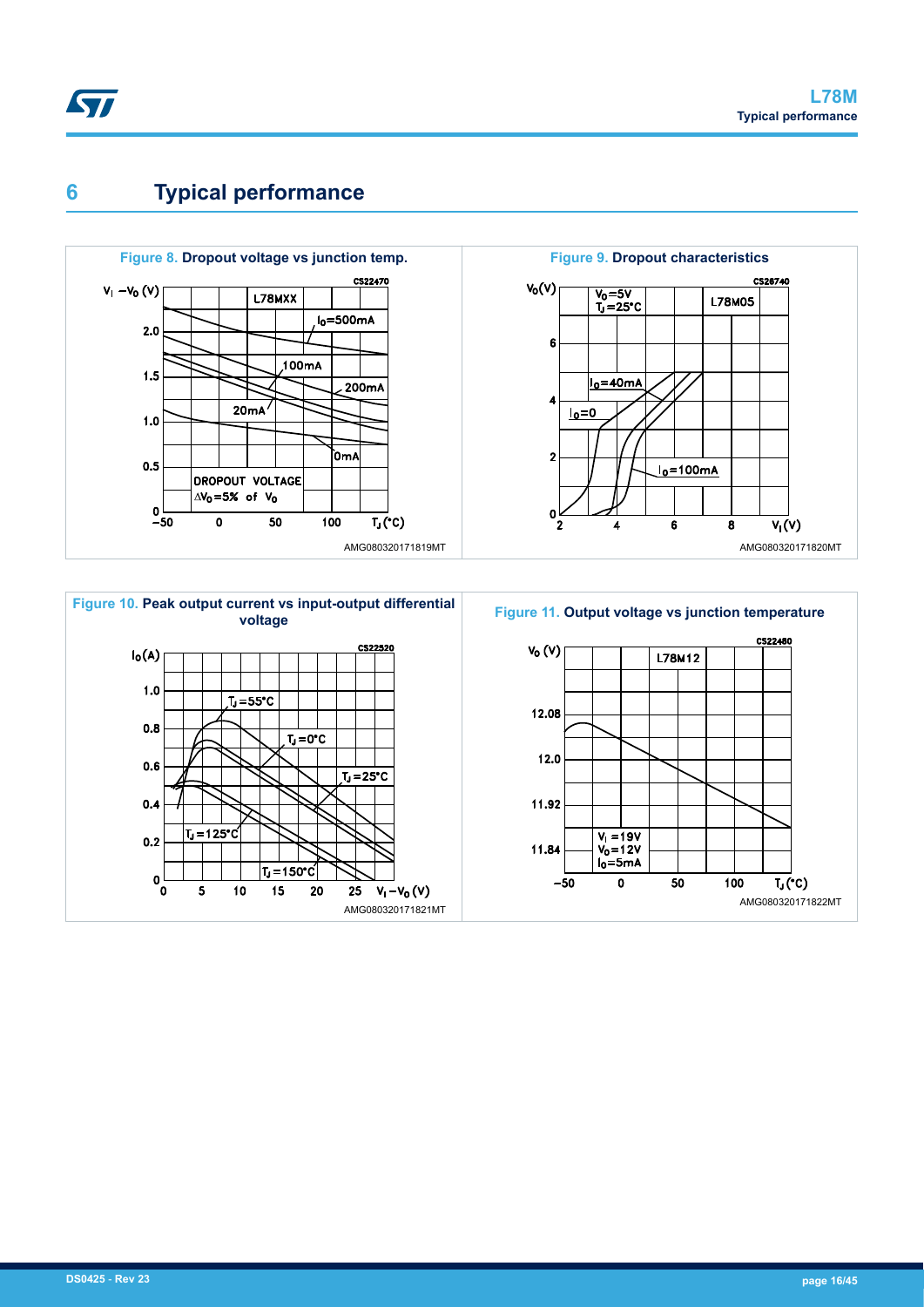# 6 Typical performance

**Figure 8. Dropout voltage vs junction temp.**

**Figure 9. Dropout characteristics**

**Figure 10. Peak output current vs input-output differential voltage**

**Figure 11. Output voltage vs junction temperature**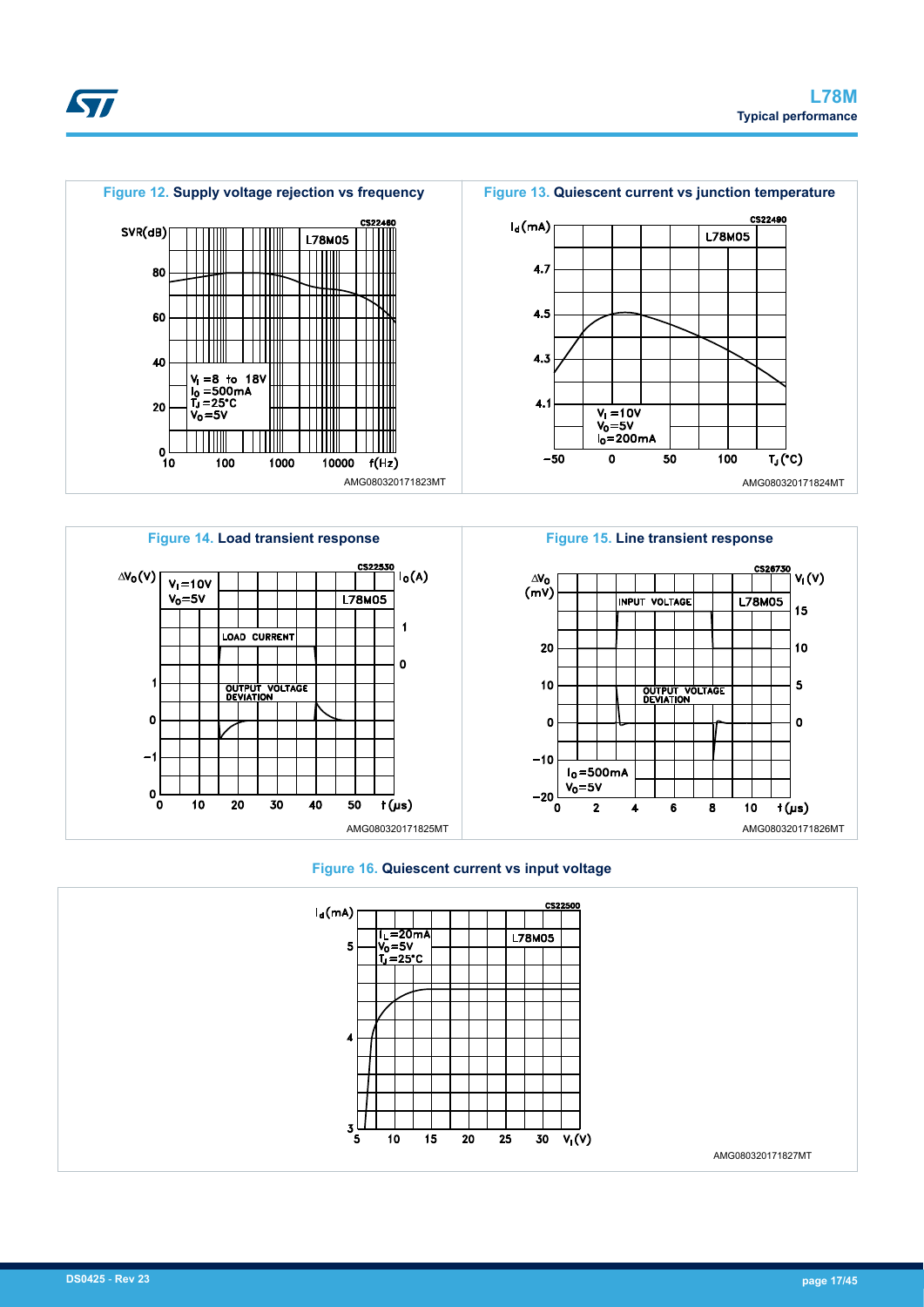**Figure 12. Supply voltage rejection vs frequency**

AMG080320171823MT

**Figure 13. Quiescent current vs junction temperature**

AMG080320171824MT

**Figure 14. Load transient response**

AMG080320171825MT

**Figure 15. Line transient response**

AMG080320171826MT

**Figure 16. Quiescent current vs input voltage**

AMG080320171827MT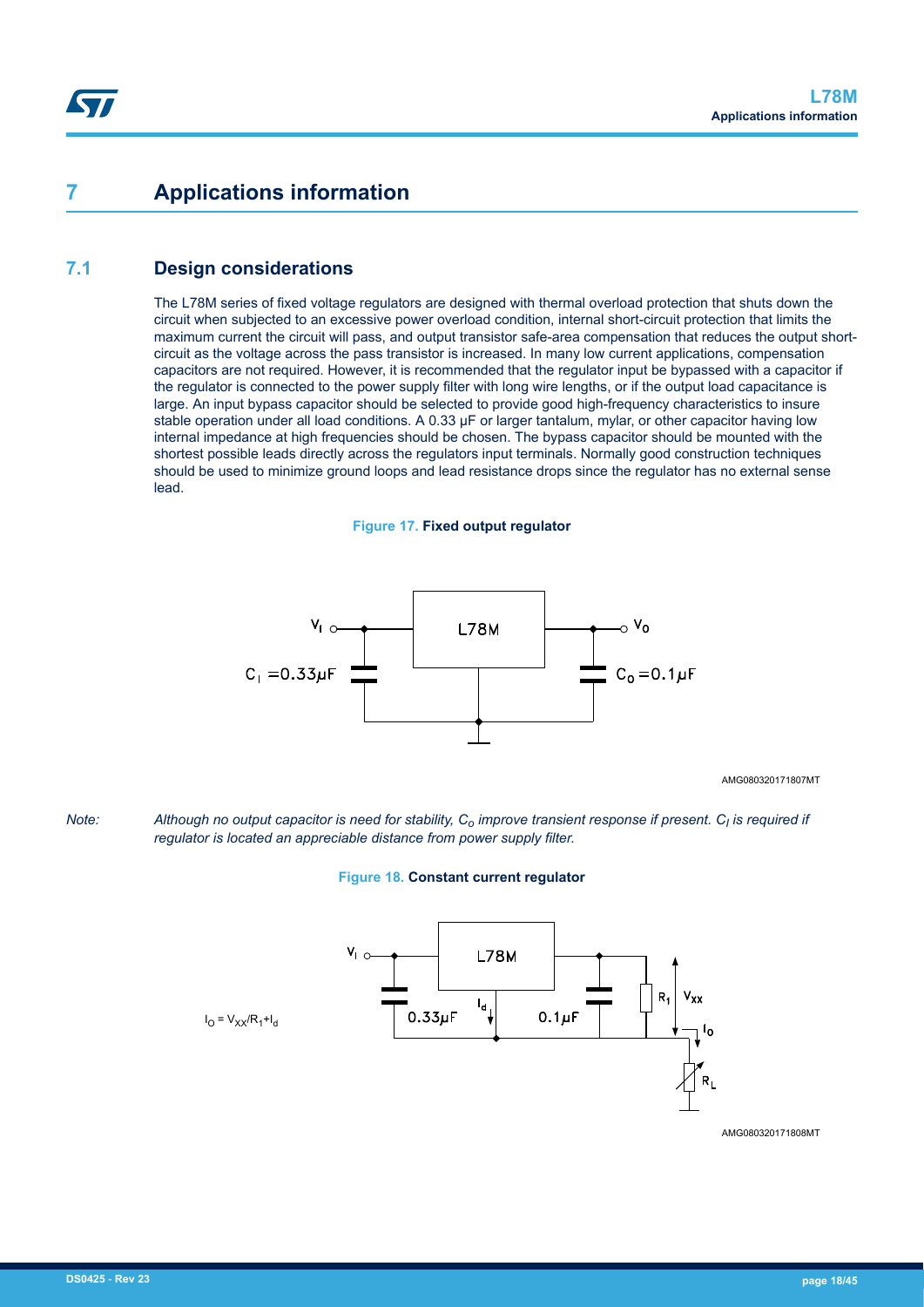# 7 Applications information

## 7.1 Design considerations

The L78M series of fixed voltage regulators are designed with thermal overload protection that shuts down the circuit when subjected to an excessive power overload condition, internal short-circuit protection that limits the maximum current the circuit will pass, and output transistor safe-area compensation that reduces the output short-circuit as the voltage across the pass transistor is increased. In many low current applications, compensation capacitors are not required. However, it is recommended that the regulator input be bypassed with a capacitor if the regulator is connected to the power supply filter with long wire lengths, or if the output load capacitance is large. An input bypass capacitor should be selected to provide good high-frequency characteristics to insure stable operation under all load conditions. A 0.33 µF or larger tantalum, mylar, or other capacitor having low internal impedance at high frequencies should be chosen. The bypass capacitor should be mounted with the shortest possible leads directly across the regulators input terminals. Normally good construction techniques should be used to minimize ground loops and lead resistance drops since the regulator has no external sense lead.

**Figure 17. Fixed output regulator**

*Note: Although no output capacitor is need for stability, $C_o$ improve transient response if present. $C_I$ is required if regulator is located an appreciable distance from power supply filter.*

**Figure 18. Constant current regulator**

$I_O = V_{XX}/R_1 + I_d$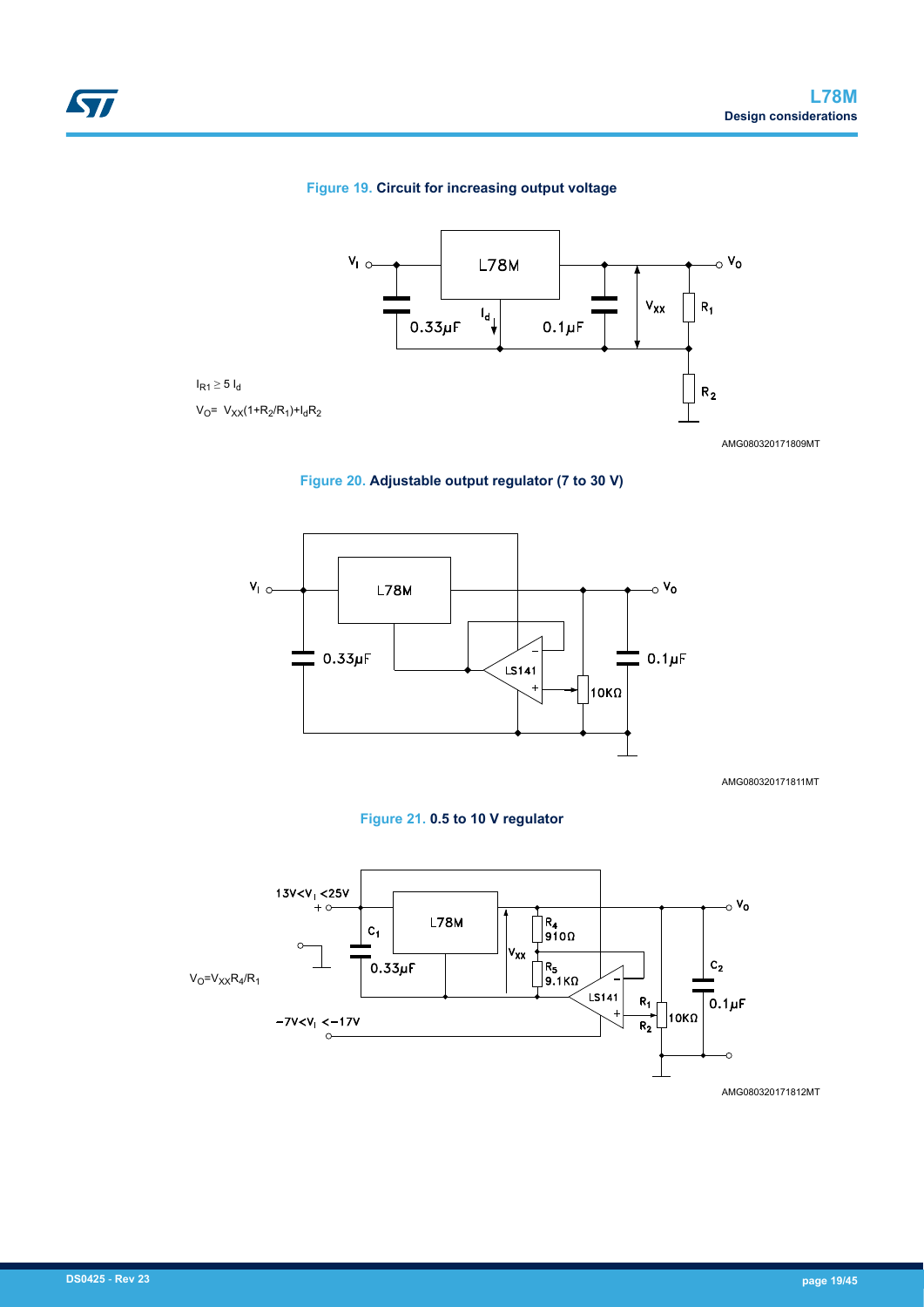**Figure 19.** Circuit for increasing output voltage

$I_{R1} \geq 5\ I_d$

$V_O = V_{XX}(1+R_2/R_1)+I_dR_2$

AMG080320171809MT

**Figure 20.** Adjustable output regulator (7 to 30 V)

AMG080320171811MT

**Figure 21.** 0.5 to 10 V regulator

$V_O=V_{XX}R_4/R_1$

AMG080320171812MT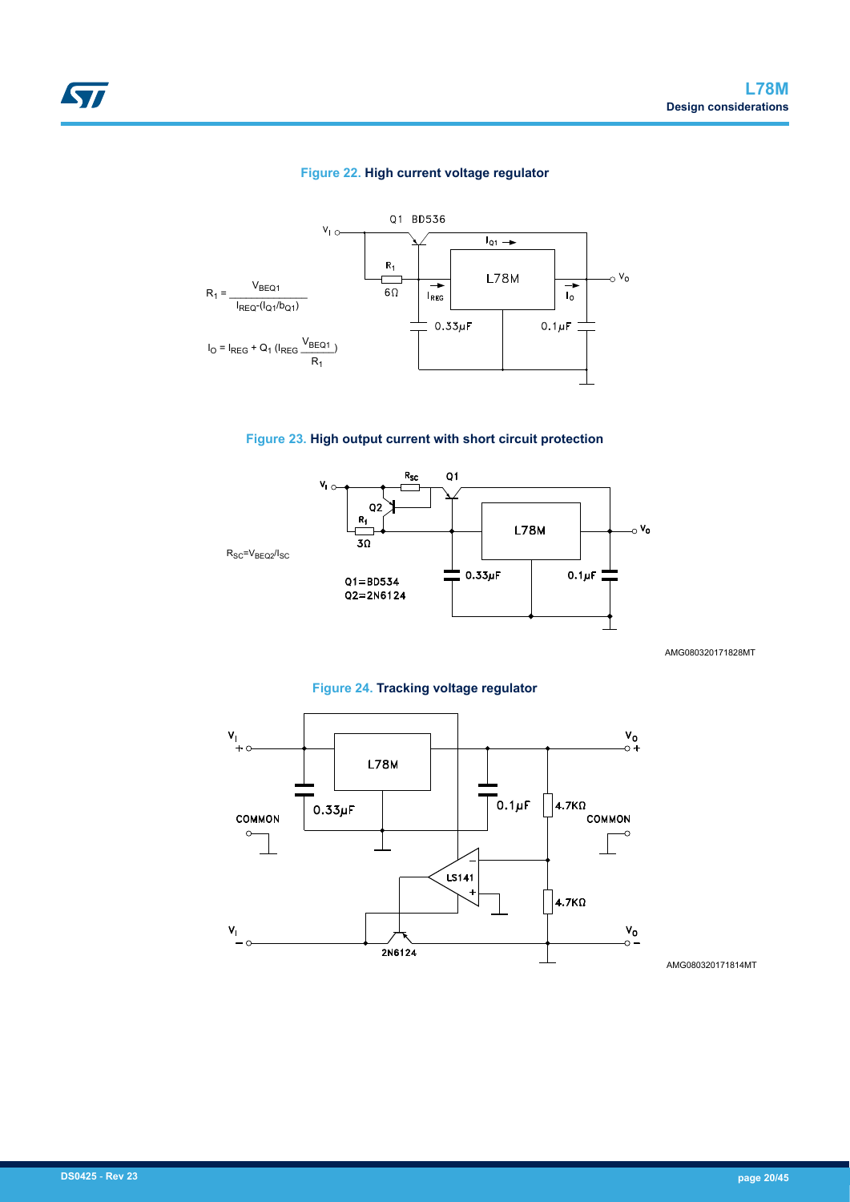**Figure 22. High current voltage regulator**

$$R_1 = \frac{V_{BEQ1}}{I_{REQ}-(I_{Q1}/b_{Q1})}$$

$$I_O = I_{REG} + Q_1\,(I_{REG} - \frac{V_{BEQ1}}{R_1})$$

**Figure 23. High output current with short circuit protection**

$R_{SC}=V_{BEQ2}/I_{SC}$

Q1=BD534
Q2=2N6124

AMG080320171828MT

**Figure 24. Tracking voltage regulator**

AMG080320171814MT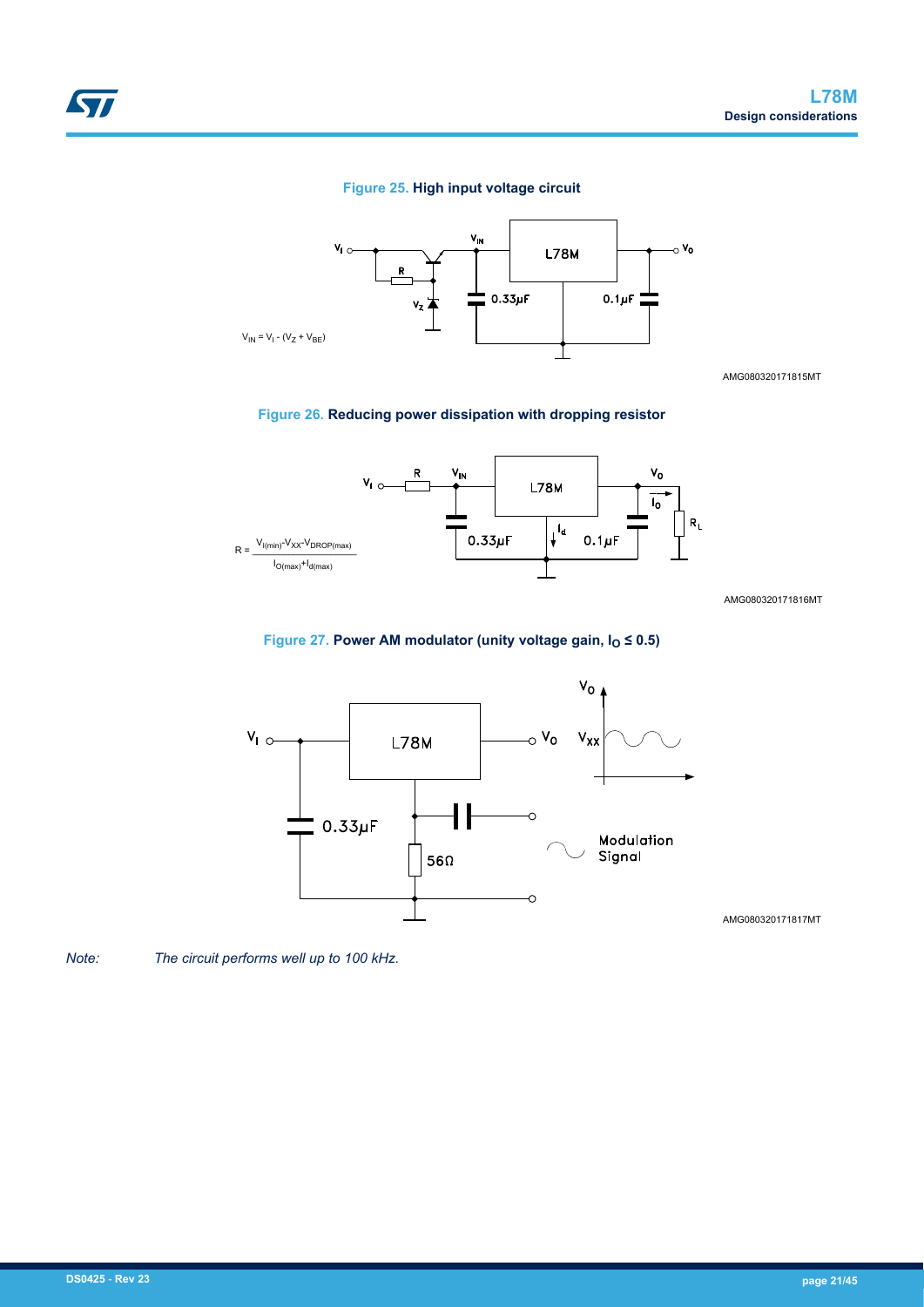**Figure 25. High input voltage circuit**

$V_{IN} = V_I - (V_Z + V_{BE})$

AMG080320171815MT

**Figure 26. Reducing power dissipation with dropping resistor**

$$R = \frac{V_{I(min)} - V_{XX} - V_{DROP(max)}}{I_{O(max)} + I_{d(max)}}$$

AMG080320171816MT

**Figure 27. Power AM modulator (unity voltage gain, $I_O \leq 0.5$)**

AMG080320171817MT

*Note: The circuit performs well up to 100 kHz.*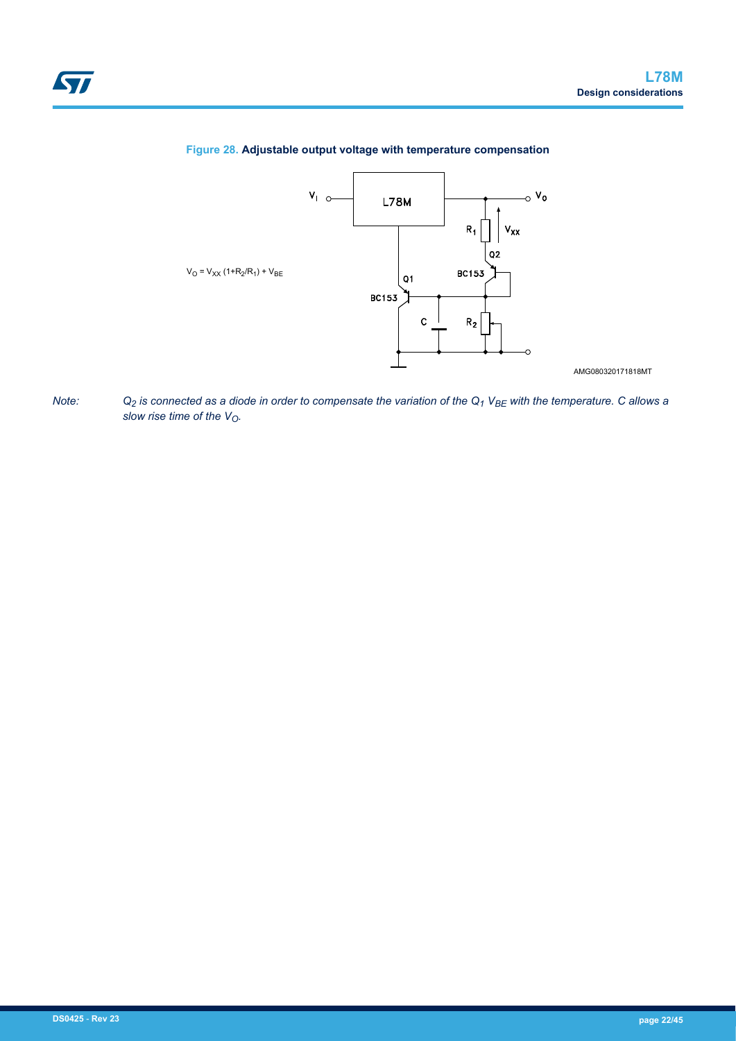**Figure 28. Adjustable output voltage with temperature compensation**

$V_O = V_{XX} (1+R_2/R_1) + V_{BE}$

*Note:* *$Q_2$ is connected as a diode in order to compensate the variation of the $Q_1$ $V_{BE}$ with the temperature. C allows a slow rise time of the $V_O$.*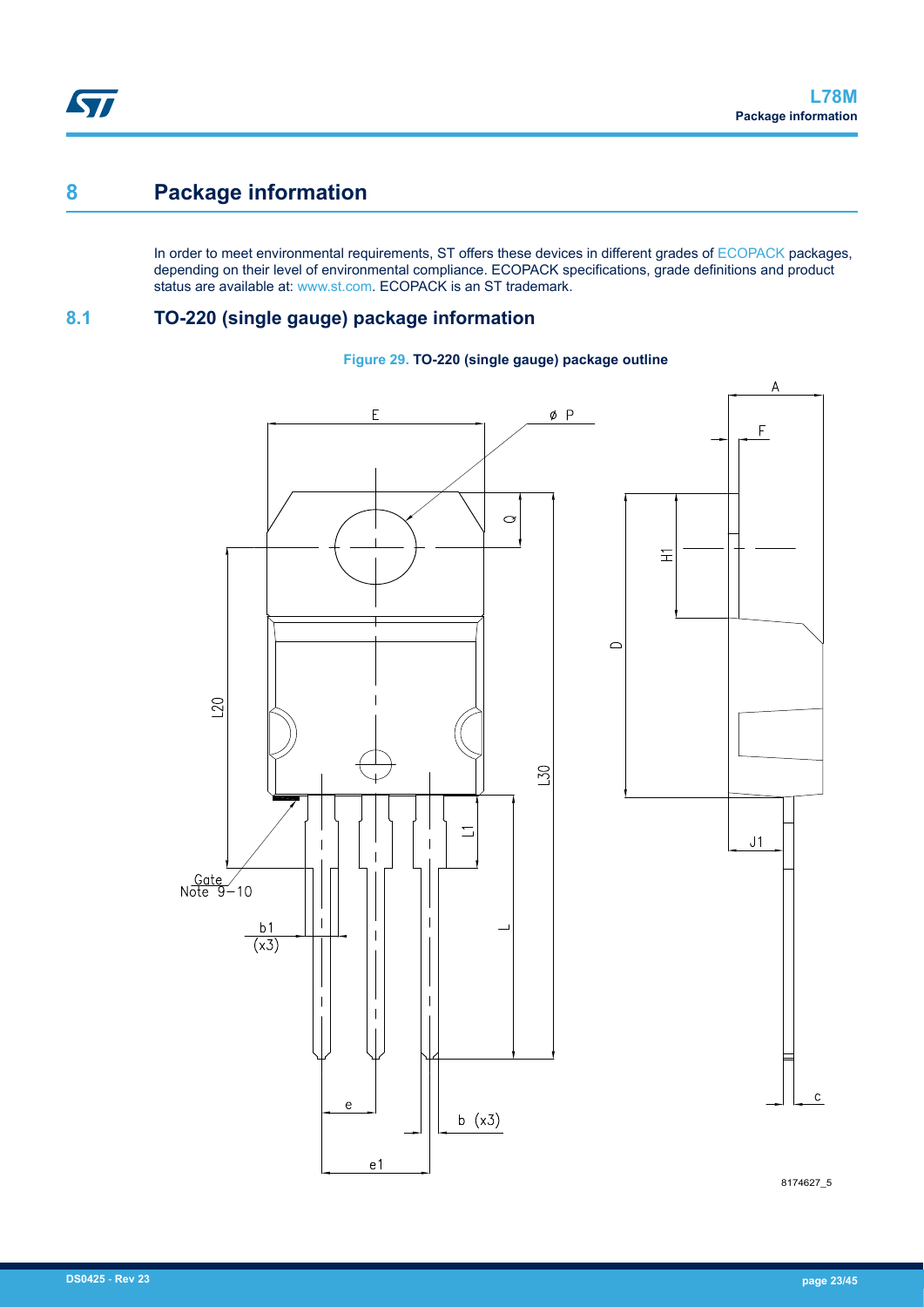# 8 Package information

In order to meet environmental requirements, ST offers these devices in different grades of ECOPACK packages, depending on their level of environmental compliance. ECOPACK specifications, grade definitions and product status are available at: www.st.com. ECOPACK is an ST trademark.

## 8.1 TO-220 (single gauge) package information

**Figure 29. TO-220 (single gauge) package outline**

8174627_5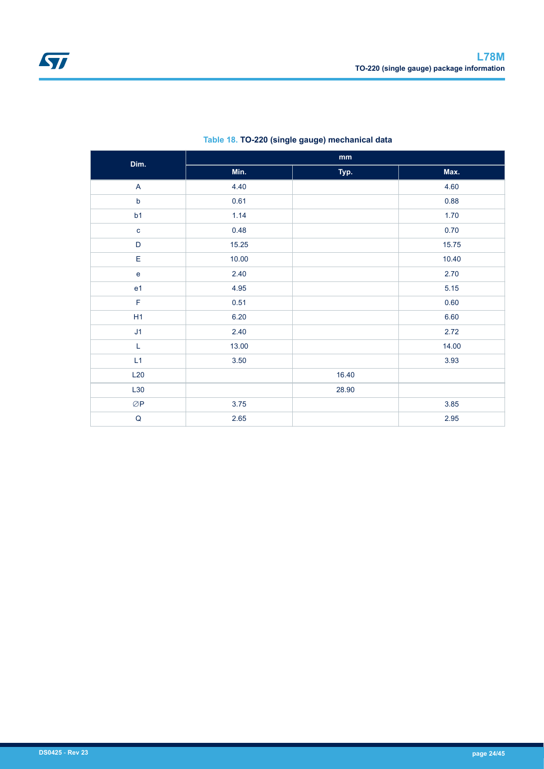**Table 18. TO-220 (single gauge) mechanical data**

| Dim. | mm | | |
|---|---|---|---|
| | Min. | Typ. | Max. |
| A | 4.40 | | 4.60 |
| b | 0.61 | | 0.88 |
| b1 | 1.14 | | 1.70 |
| c | 0.48 | | 0.70 |
| D | 15.25 | | 15.75 |
| E | 10.00 | | 10.40 |
| e | 2.40 | | 2.70 |
| e1 | 4.95 | | 5.15 |
| F | 0.51 | | 0.60 |
| H1 | 6.20 | | 6.60 |
| J1 | 2.40 | | 2.72 |
| L | 13.00 | | 14.00 |
| L1 | 3.50 | | 3.93 |
| L20 | | 16.40 | |
| L30 | | 28.90 | |
| ∅P | 3.75 | | 3.85 |
| Q | 2.65 | | 2.95 |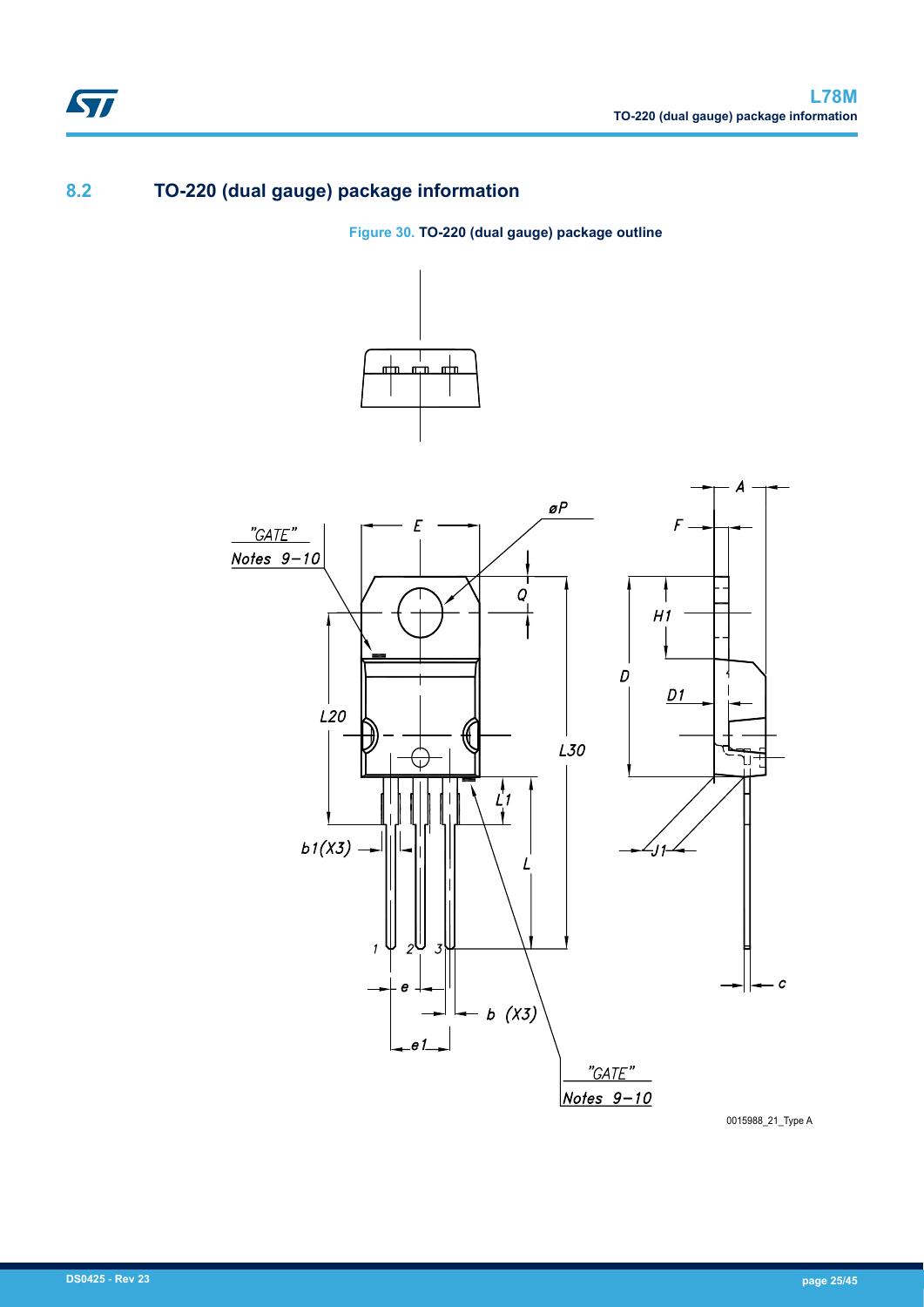## 8.2 TO-220 (dual gauge) package information

**Figure 30. TO-220 (dual gauge) package outline**

0015988_21_Type A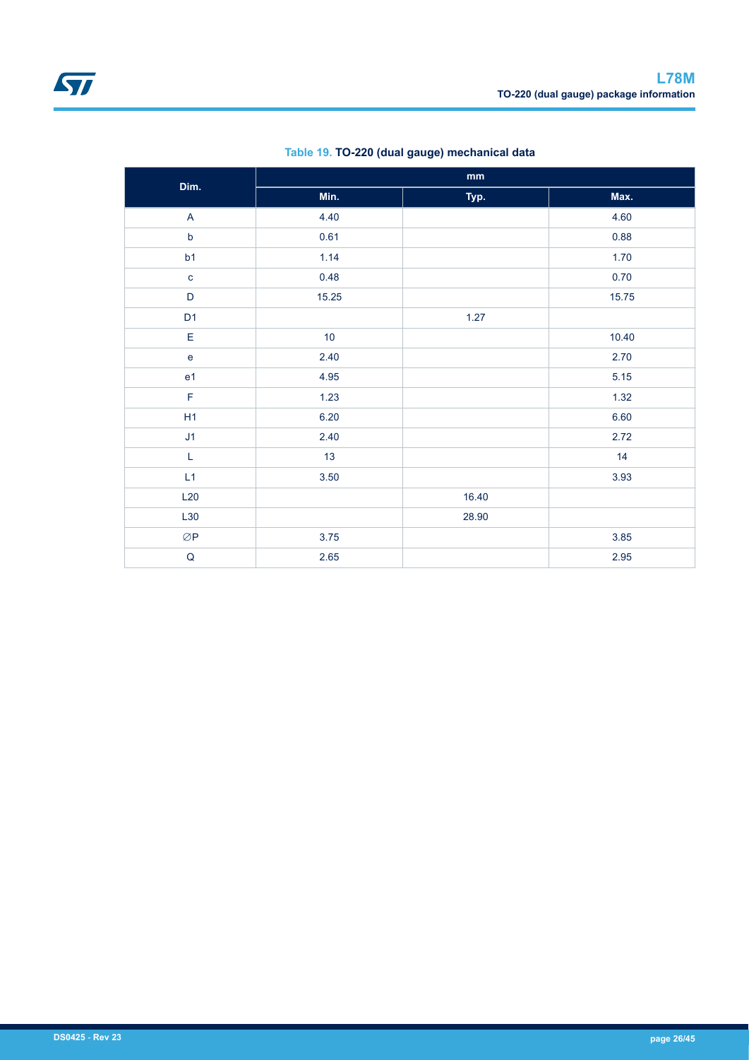**Table 19. TO-220 (dual gauge) mechanical data**

| Dim. | mm | | |
|---|---|---|---|
| | Min. | Typ. | Max. |
| A | 4.40 | | 4.60 |
| b | 0.61 | | 0.88 |
| b1 | 1.14 | | 1.70 |
| c | 0.48 | | 0.70 |
| D | 15.25 | | 15.75 |
| D1 | | 1.27 | |
| E | 10 | | 10.40 |
| e | 2.40 | | 2.70 |
| e1 | 4.95 | | 5.15 |
| F | 1.23 | | 1.32 |
| H1 | 6.20 | | 6.60 |
| J1 | 2.40 | | 2.72 |
| L | 13 | | 14 |
| L1 | 3.50 | | 3.93 |
| L20 | | 16.40 | |
| L30 | | 28.90 | |
| ∅P | 3.75 | | 3.85 |
| Q | 2.65 | | 2.95 |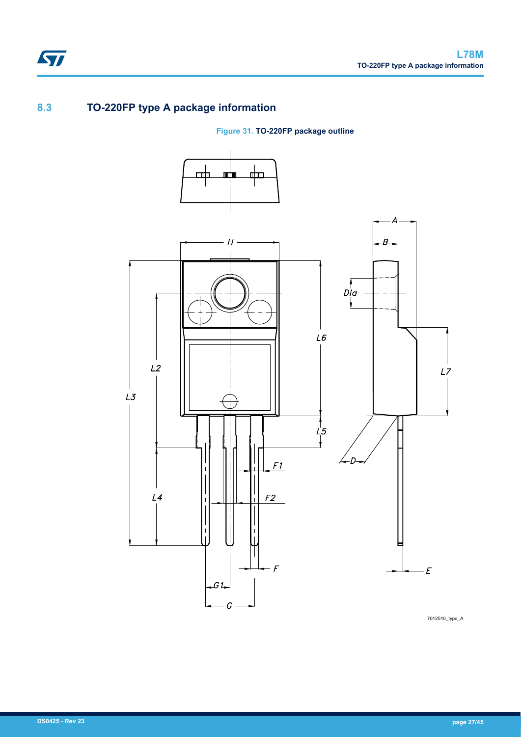## 8.3 TO-220FP type A package information

**Figure 31. TO-220FP package outline**

7012510_type_A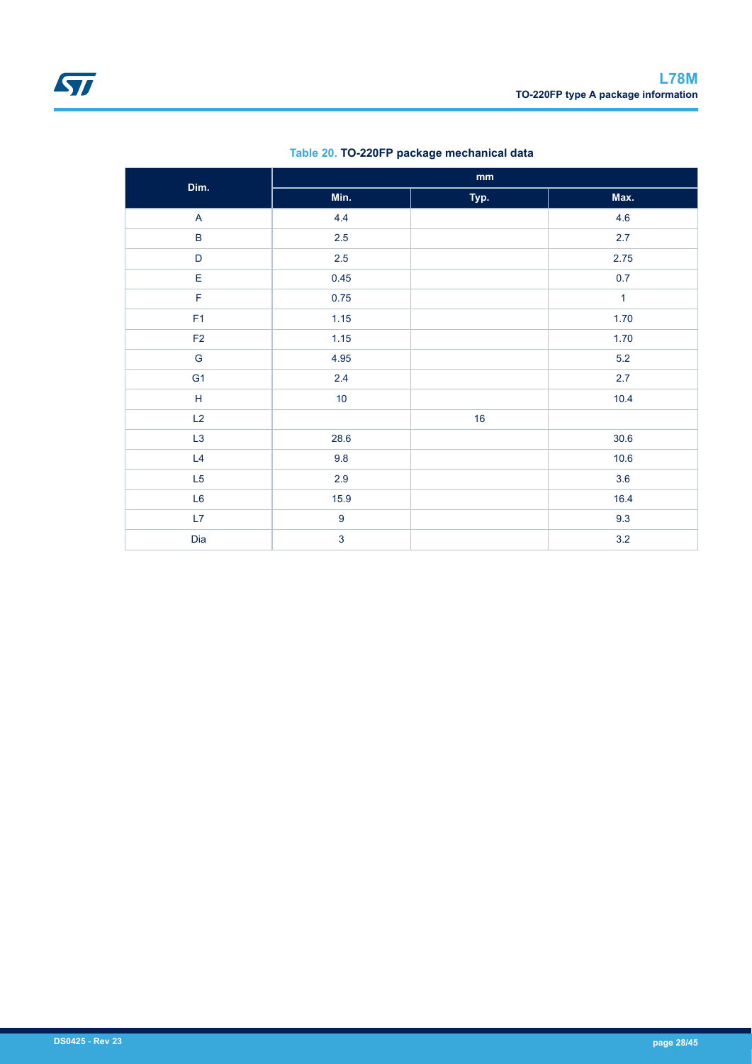**Table 20. TO-220FP package mechanical data**

| Dim. | mm | | |
|---|---|---|---|
| | Min. | Typ. | Max. |
| A | 4.4 | | 4.6 |
| B | 2.5 | | 2.7 |
| D | 2.5 | | 2.75 |
| E | 0.45 | | 0.7 |
| F | 0.75 | | 1 |
| F1 | 1.15 | | 1.70 |
| F2 | 1.15 | | 1.70 |
| G | 4.95 | | 5.2 |
| G1 | 2.4 | | 2.7 |
| H | 10 | | 10.4 |
| L2 | | 16 | |
| L3 | 28.6 | | 30.6 |
| L4 | 9.8 | | 10.6 |
| L5 | 2.9 | | 3.6 |
| L6 | 15.9 | | 16.4 |
| L7 | 9 | | 9.3 |
| Dia | 3 | | 3.2 |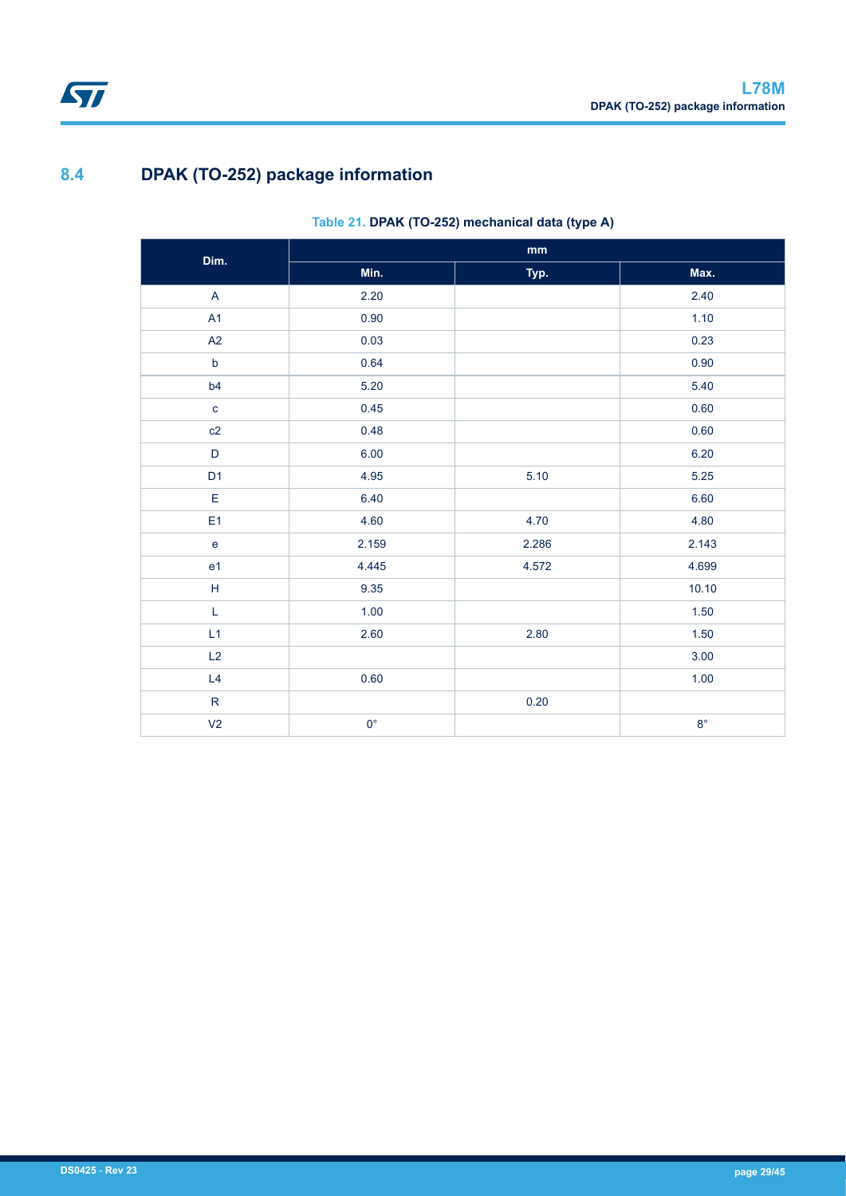## 8.4 DPAK (TO-252) package information

**Table 21. DPAK (TO-252) mechanical data (type A)**

| Dim. | mm | | |
|---|---|---|---|
| | Min. | Typ. | Max. |
| A | 2.20 | | 2.40 |
| A1 | 0.90 | | 1.10 |
| A2 | 0.03 | | 0.23 |
| b | 0.64 | | 0.90 |
| b4 | 5.20 | | 5.40 |
| c | 0.45 | | 0.60 |
| c2 | 0.48 | | 0.60 |
| D | 6.00 | | 6.20 |
| D1 | 4.95 | 5.10 | 5.25 |
| E | 6.40 | | 6.60 |
| E1 | 4.60 | 4.70 | 4.80 |
| e | 2.159 | 2.286 | 2.143 |
| e1 | 4.445 | 4.572 | 4.699 |
| H | 9.35 | | 10.10 |
| L | 1.00 | | 1.50 |
| L1 | 2.60 | 2.80 | 1.50 |
| L2 | | | 3.00 |
| L4 | 0.60 | | 1.00 |
| R | | 0.20 | |
| V2 | 0° | | 8° |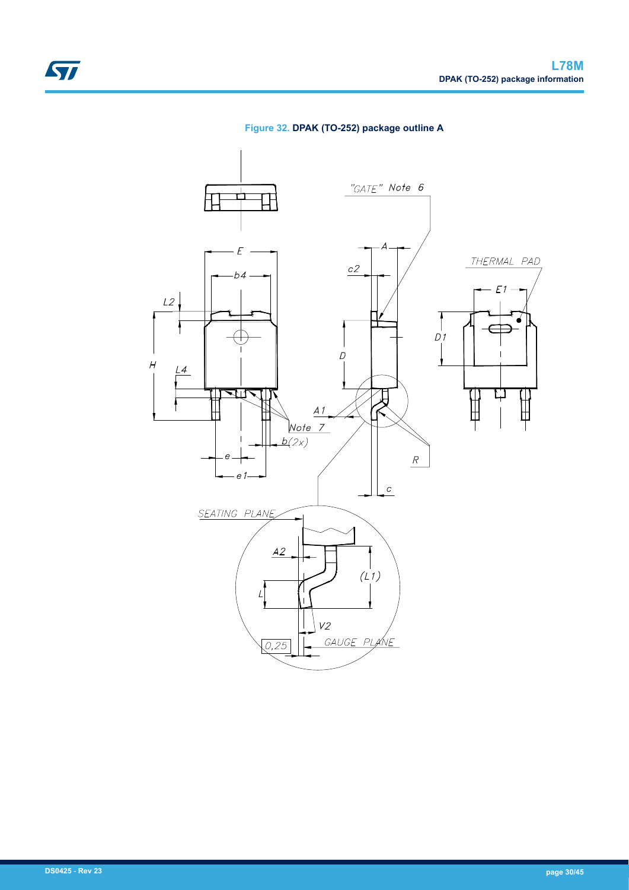**Figure 32. DPAK (TO-252) package outline A**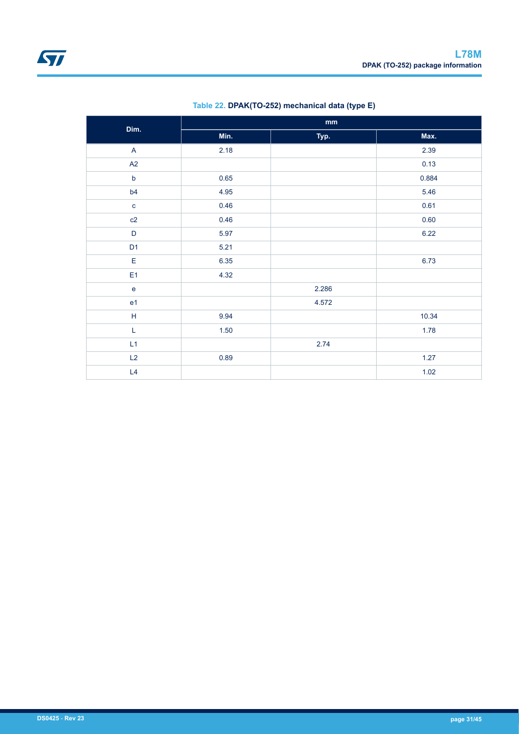Table 22. **DPAK(TO-252) mechanical data (type E)**

| Dim. | mm | | |
|---|---|---|---|
| | Min. | Typ. | Max. |
| A | 2.18 | | 2.39 |
| A2 | | | 0.13 |
| b | 0.65 | | 0.884 |
| b4 | 4.95 | | 5.46 |
| c | 0.46 | | 0.61 |
| c2 | 0.46 | | 0.60 |
| D | 5.97 | | 6.22 |
| D1 | 5.21 | | |
| E | 6.35 | | 6.73 |
| E1 | 4.32 | | |
| e | | 2.286 | |
| e1 | | 4.572 | |
| H | 9.94 | | 10.34 |
| L | 1.50 | | 1.78 |
| L1 | | 2.74 | |
| L2 | 0.89 | | 1.27 |
| L4 | | | 1.02 |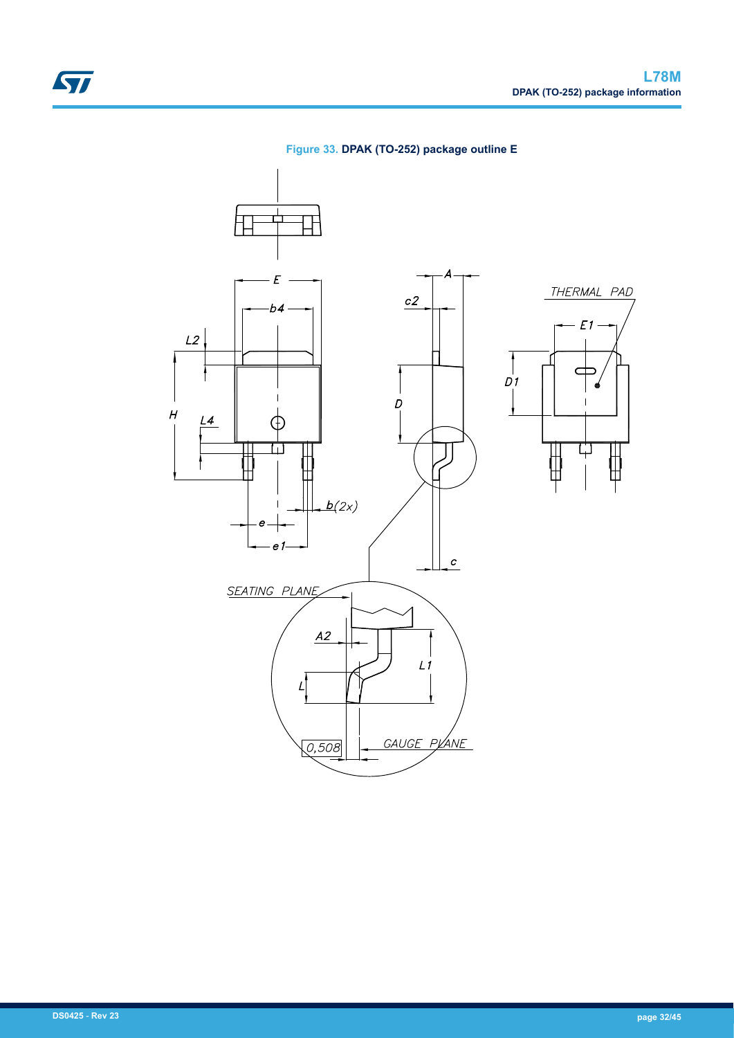**Figure 33. DPAK (TO-252) package outline E**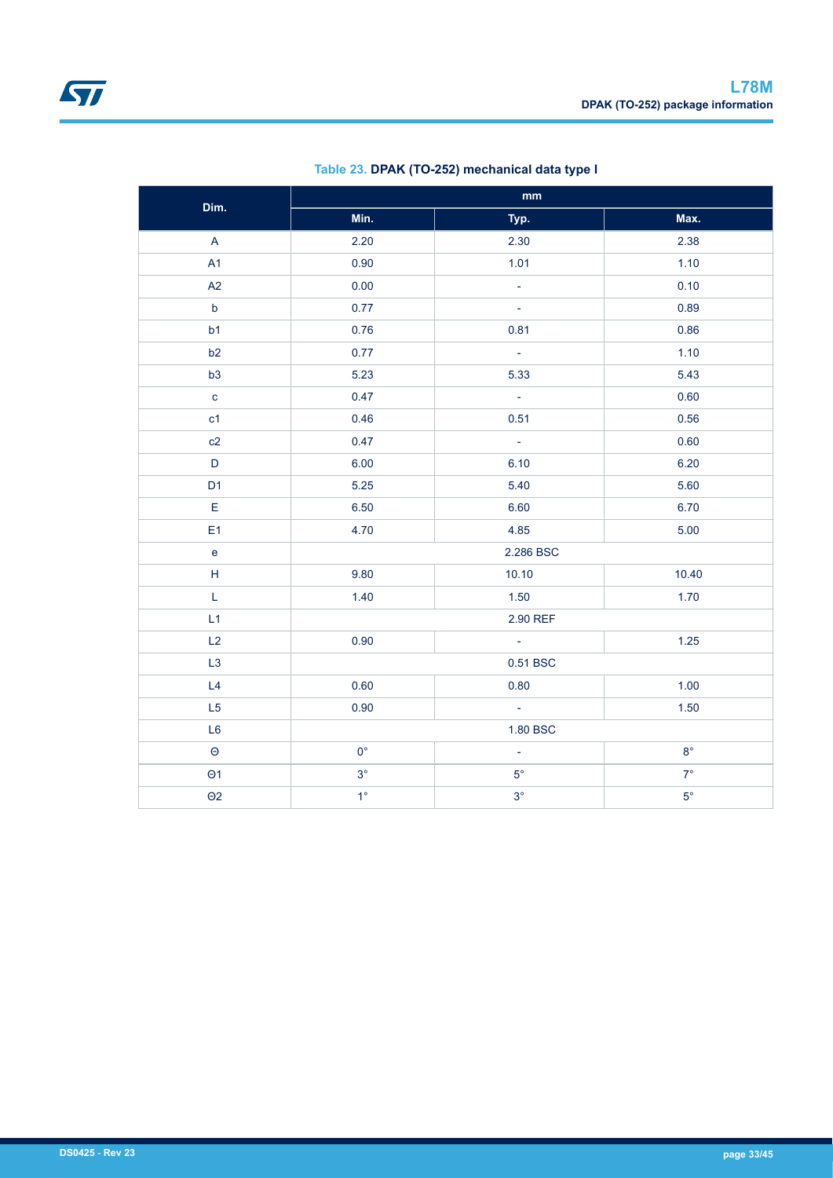**Table 23. DPAK (TO-252) mechanical data type I**

| Dim. | mm | | |
|---|---|---|---|
| | Min. | Typ. | Max. |
| A | 2.20 | 2.30 | 2.38 |
| A1 | 0.90 | 1.01 | 1.10 |
| A2 | 0.00 | - | 0.10 |
| b | 0.77 | - | 0.89 |
| b1 | 0.76 | 0.81 | 0.86 |
| b2 | 0.77 | - | 1.10 |
| b3 | 5.23 | 5.33 | 5.43 |
| c | 0.47 | - | 0.60 |
| c1 | 0.46 | 0.51 | 0.56 |
| c2 | 0.47 | - | 0.60 |
| D | 6.00 | 6.10 | 6.20 |
| D1 | 5.25 | 5.40 | 5.60 |
| E | 6.50 | 6.60 | 6.70 |
| E1 | 4.70 | 4.85 | 5.00 |
| e | 2.286 BSC | | |
| H | 9.80 | 10.10 | 10.40 |
| L | 1.40 | 1.50 | 1.70 |
| L1 | 2.90 REF | | |
| L2 | 0.90 | - | 1.25 |
| L3 | 0.51 BSC | | |
| L4 | 0.60 | 0.80 | 1.00 |
| L5 | 0.90 | - | 1.50 |
| L6 | 1.80 BSC | | |
| Θ | 0° | - | 8° |
| Θ1 | 3° | 5° | 7° |
| Θ2 | 1° | 3° | 5° |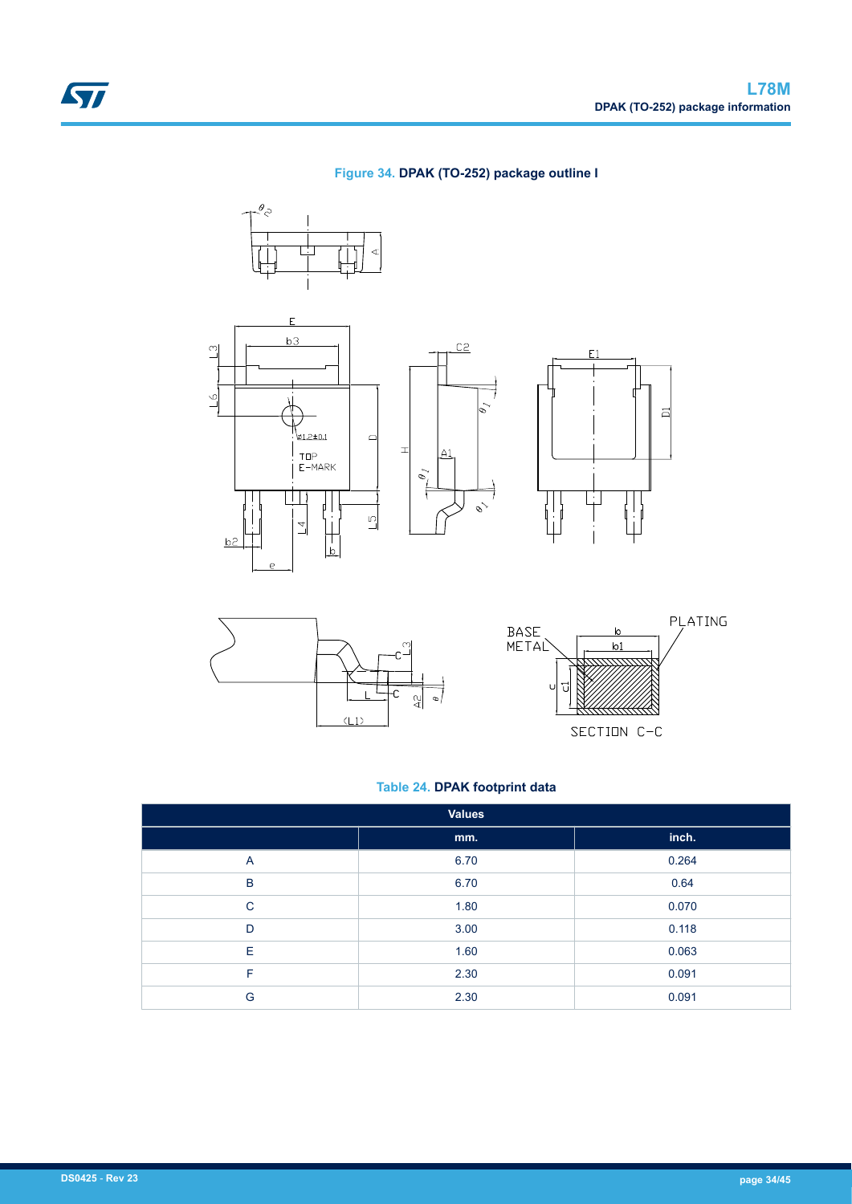Figure 34. **DPAK (TO-252) package outline I**

Table 24. **DPAK footprint data**

| Values | | |
|---|---|---|
| | mm. | inch. |
| A | 6.70 | 0.264 |
| B | 6.70 | 0.64 |
| C | 1.80 | 0.070 |
| D | 3.00 | 0.118 |
| E | 1.60 | 0.063 |
| F | 2.30 | 0.091 |
| G | 2.30 | 0.091 |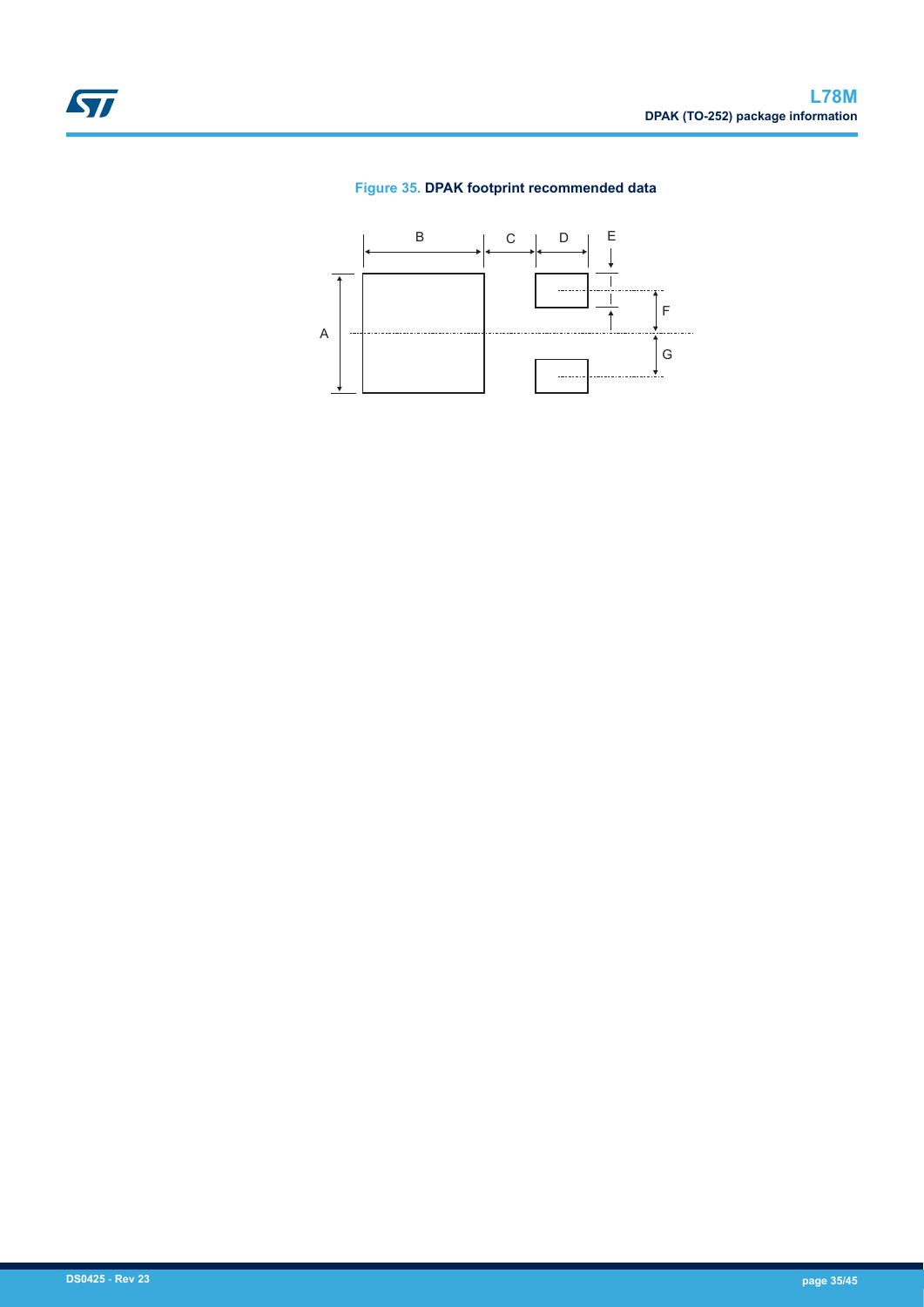Figure 35. DPAK footprint recommended data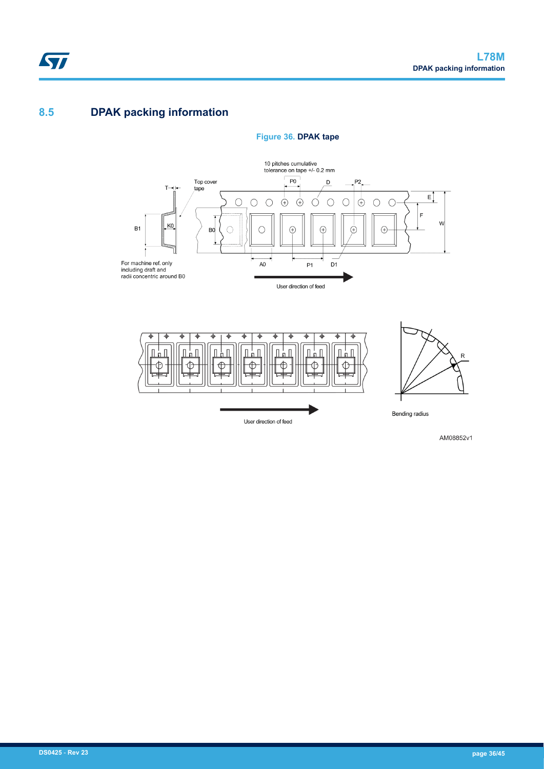## 8.5 DPAK packing information

**Figure 36. DPAK tape**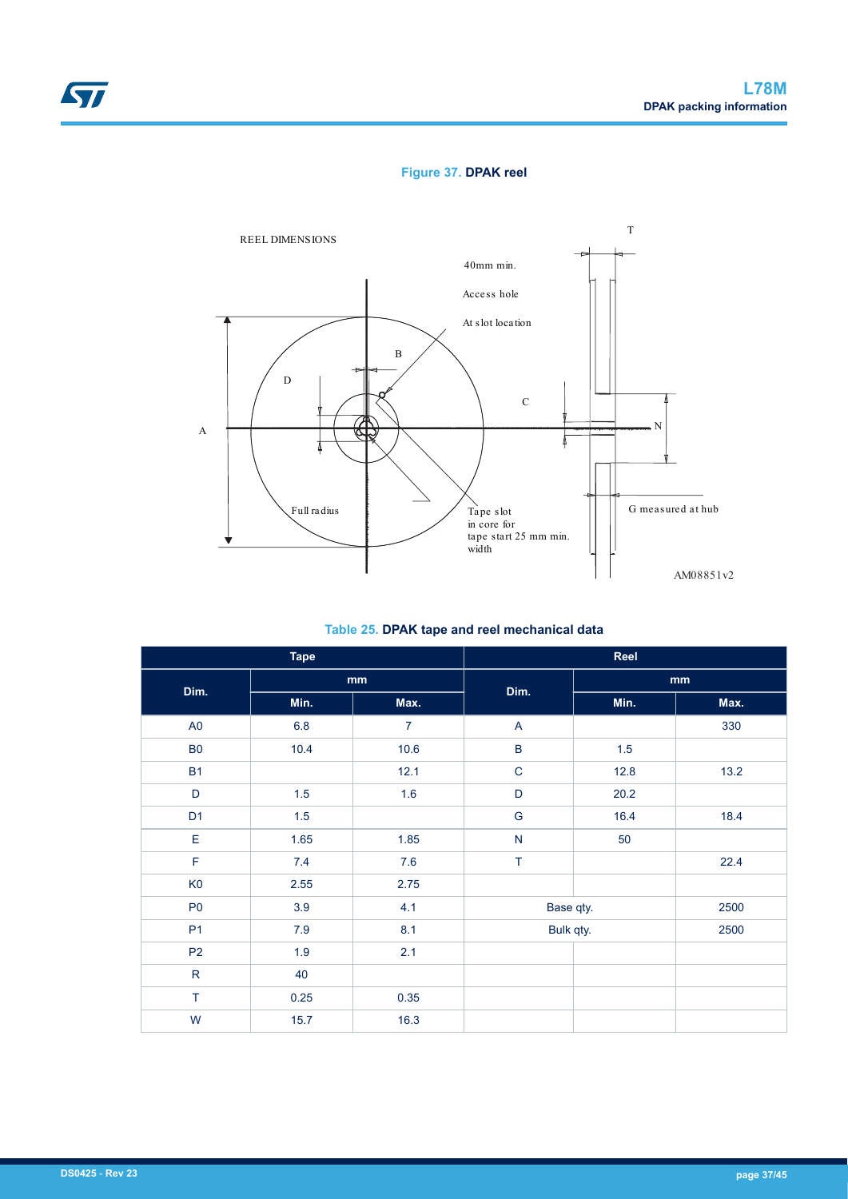Figure 37. **DPAK reel**

Table 25. **DPAK tape and reel mechanical data**

| Tape | | | Reel | | |
|---|---|---|---|---|---|
| Dim. | mm | | Dim. | mm | |
| | Min. | Max. | | Min. | Max. |
| A0 | 6.8 | 7 | A | | 330 |
| B0 | 10.4 | 10.6 | B | 1.5 | |
| B1 | | 12.1 | C | 12.8 | 13.2 |
| D | 1.5 | 1.6 | D | 20.2 | |
| D1 | 1.5 | | G | 16.4 | 18.4 |
| E | 1.65 | 1.85 | N | 50 | |
| F | 7.4 | 7.6 | T | | 22.4 |
| K0 | 2.55 | 2.75 | | | |
| P0 | 3.9 | 4.1 | Base qty. | | 2500 |
| P1 | 7.9 | 8.1 | Bulk qty. | | 2500 |
| P2 | 1.9 | 2.1 | | | |
| R | 40 | | | | |
| T | 0.25 | 0.35 | | | |
| W | 15.7 | 16.3 | | | |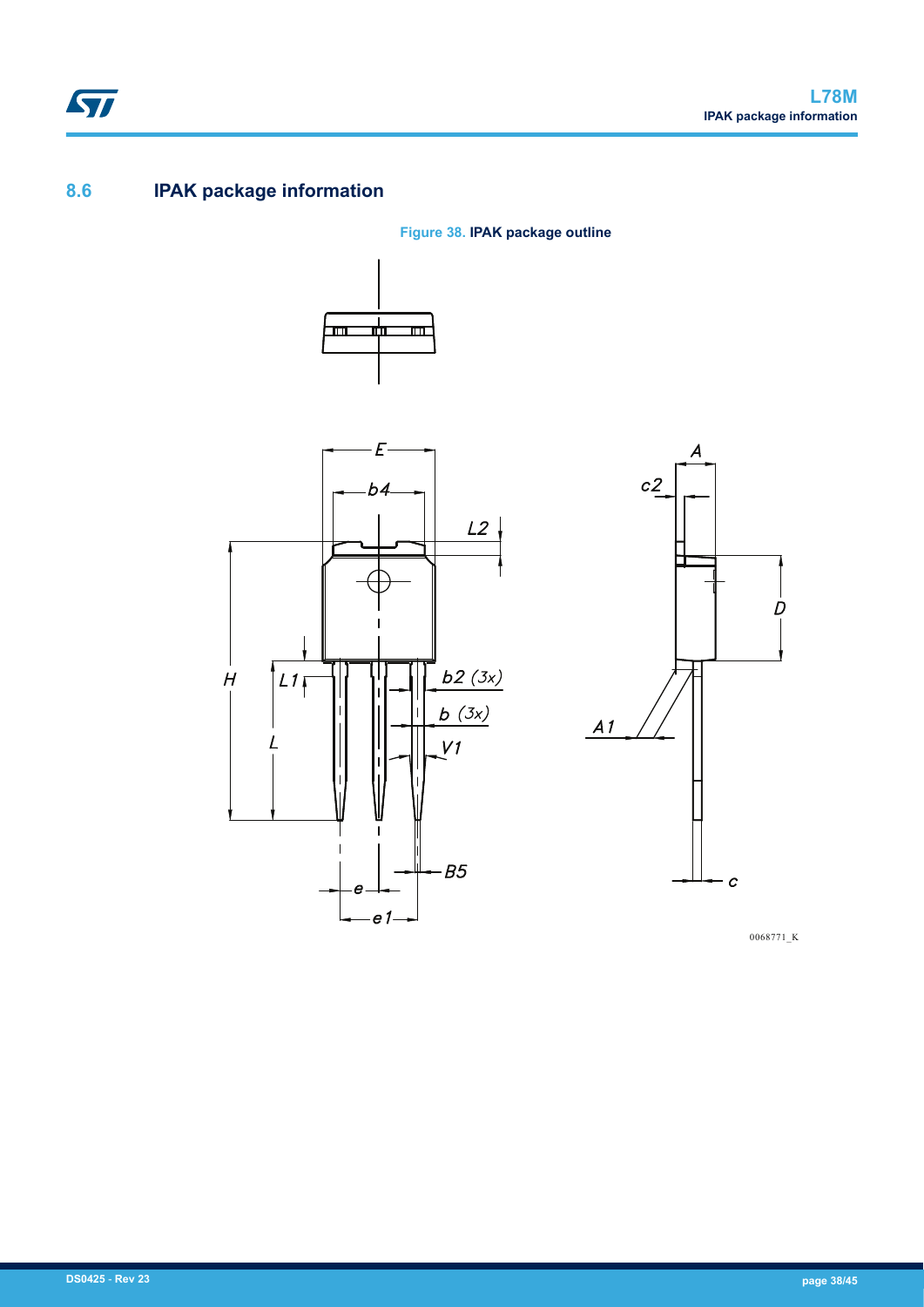## 8.6 IPAK package information

**Figure 38. IPAK package outline**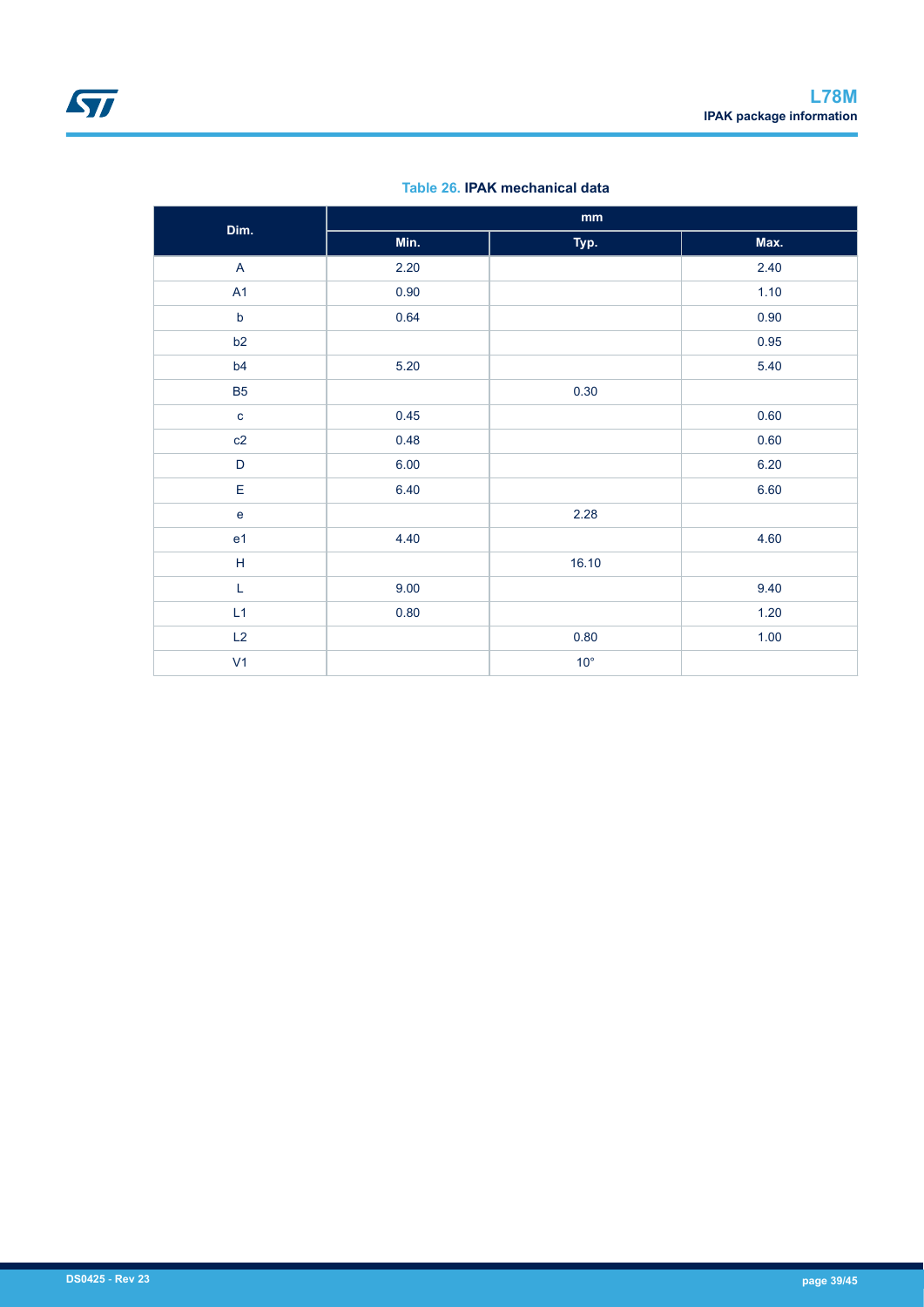**Table 26. IPAK mechanical data**

| Dim. | mm | | |
|---|---|---|---|
| | Min. | Typ. | Max. |
| A | 2.20 | | 2.40 |
| A1 | 0.90 | | 1.10 |
| b | 0.64 | | 0.90 |
| b2 | | | 0.95 |
| b4 | 5.20 | | 5.40 |
| B5 | | 0.30 | |
| c | 0.45 | | 0.60 |
| c2 | 0.48 | | 0.60 |
| D | 6.00 | | 6.20 |
| E | 6.40 | | 6.60 |
| e | | 2.28 | |
| e1 | 4.40 | | 4.60 |
| H | | 16.10 | |
| L | 9.00 | | 9.40 |
| L1 | 0.80 | | 1.20 |
| L2 | | 0.80 | 1.00 |
| V1 | | 10° | |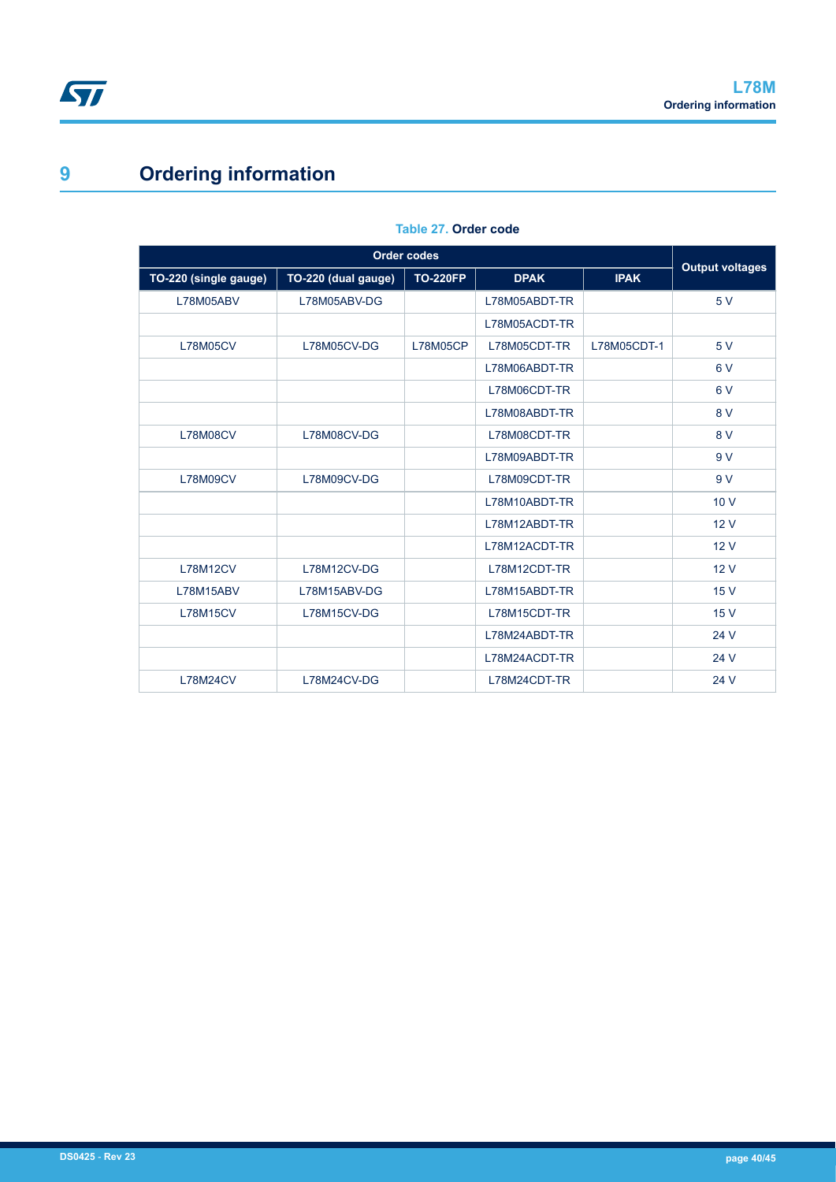# 9 Ordering information

**Table 27. Order code**

| Order codes | | | | | Output voltages |
|---|---|---|---|---|---|
| TO-220 (single gauge) | TO-220 (dual gauge) | TO-220FP | DPAK | IPAK | |
| L78M05ABV | L78M05ABV-DG | | L78M05ABDT-TR | | 5 V |
| | | | L78M05ACDT-TR | | |
| L78M05CV | L78M05CV-DG | L78M05CP | L78M05CDT-TR | L78M05CDT-1 | 5 V |
| | | | L78M06ABDT-TR | | 6 V |
| | | | L78M06CDT-TR | | 6 V |
| | | | L78M08ABDT-TR | | 8 V |
| L78M08CV | L78M08CV-DG | | L78M08CDT-TR | | 8 V |
| | | | L78M09ABDT-TR | | 9 V |
| L78M09CV | L78M09CV-DG | | L78M09CDT-TR | | 9 V |
| | | | L78M10ABDT-TR | | 10 V |
| | | | L78M12ABDT-TR | | 12 V |
| | | | L78M12ACDT-TR | | 12 V |
| L78M12CV | L78M12CV-DG | | L78M12CDT-TR | | 12 V |
| L78M15ABV | L78M15ABV-DG | | L78M15ABDT-TR | | 15 V |
| L78M15CV | L78M15CV-DG | | L78M15CDT-TR | | 15 V |
| | | | L78M24ABDT-TR | | 24 V |
| | | | L78M24ACDT-TR | | 24 V |
| L78M24CV | L78M24CV-DG | | L78M24CDT-TR | | 24 V |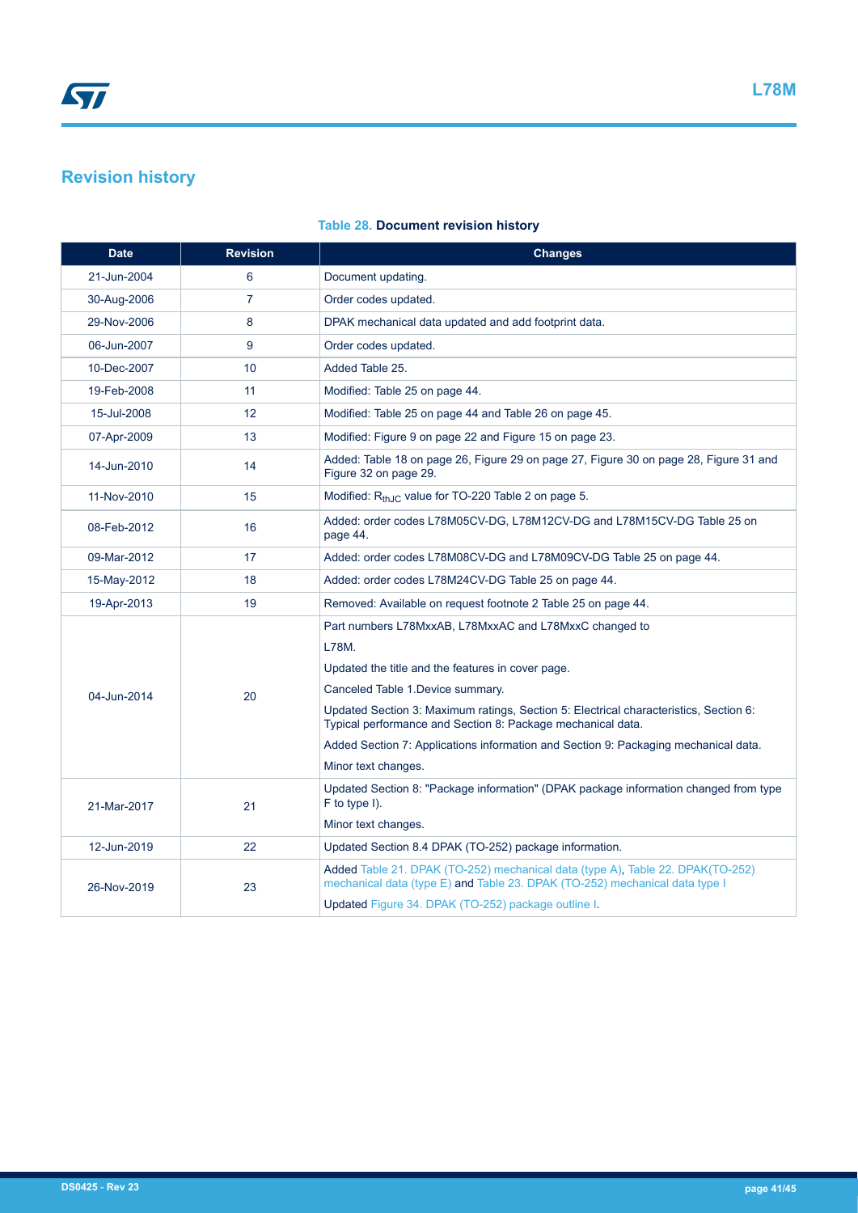## Revision history

**Table 28. Document revision history**

| Date | Revision | Changes |
|---|---|---|
| 21-Jun-2004 | 6 | Document updating. |
| 30-Aug-2006 | 7 | Order codes updated. |
| 29-Nov-2006 | 8 | DPAK mechanical data updated and add footprint data. |
| 06-Jun-2007 | 9 | Order codes updated. |
| 10-Dec-2007 | 10 | Added Table 25. |
| 19-Feb-2008 | 11 | Modified: Table 25 on page 44. |
| 15-Jul-2008 | 12 | Modified: Table 25 on page 44 and Table 26 on page 45. |
| 07-Apr-2009 | 13 | Modified: Figure 9 on page 22 and Figure 15 on page 23. |
| 14-Jun-2010 | 14 | Added: Table 18 on page 26, Figure 29 on page 27, Figure 30 on page 28, Figure 31 and Figure 32 on page 29. |
| 11-Nov-2010 | 15 | Modified: $R_{thJC}$ value for TO-220 Table 2 on page 5. |
| 08-Feb-2012 | 16 | Added: order codes L78M05CV-DG, L78M12CV-DG and L78M15CV-DG Table 25 on page 44. |
| 09-Mar-2012 | 17 | Added: order codes L78M08CV-DG and L78M09CV-DG Table 25 on page 44. |
| 15-May-2012 | 18 | Added: order codes L78M24CV-DG Table 25 on page 44. |
| 19-Apr-2013 | 19 | Removed: Available on request footnote 2 Table 25 on page 44. |
| 04-Jun-2014 | 20 | Part numbers L78MxxAB, L78MxxAC and L78MxxC changed to L78M. Updated the title and the features in cover page. Canceled Table 1.Device summary. Updated Section 3: Maximum ratings, Section 5: Electrical characteristics, Section 6: Typical performance and Section 8: Package mechanical data. Added Section 7: Applications information and Section 9: Packaging mechanical data. Minor text changes. |
| 21-Mar-2017 | 21 | Updated Section 8: "Package information" (DPAK package information changed from type F to type I). Minor text changes. |
| 12-Jun-2019 | 22 | Updated Section 8.4 DPAK (TO-252) package information. |
| 26-Nov-2019 | 23 | Added Table 21. DPAK (TO-252) mechanical data (type A), Table 22. DPAK(TO-252) mechanical data (type E) and Table 23. DPAK (TO-252) mechanical data type I. Updated Figure 34. DPAK (TO-252) package outline I. |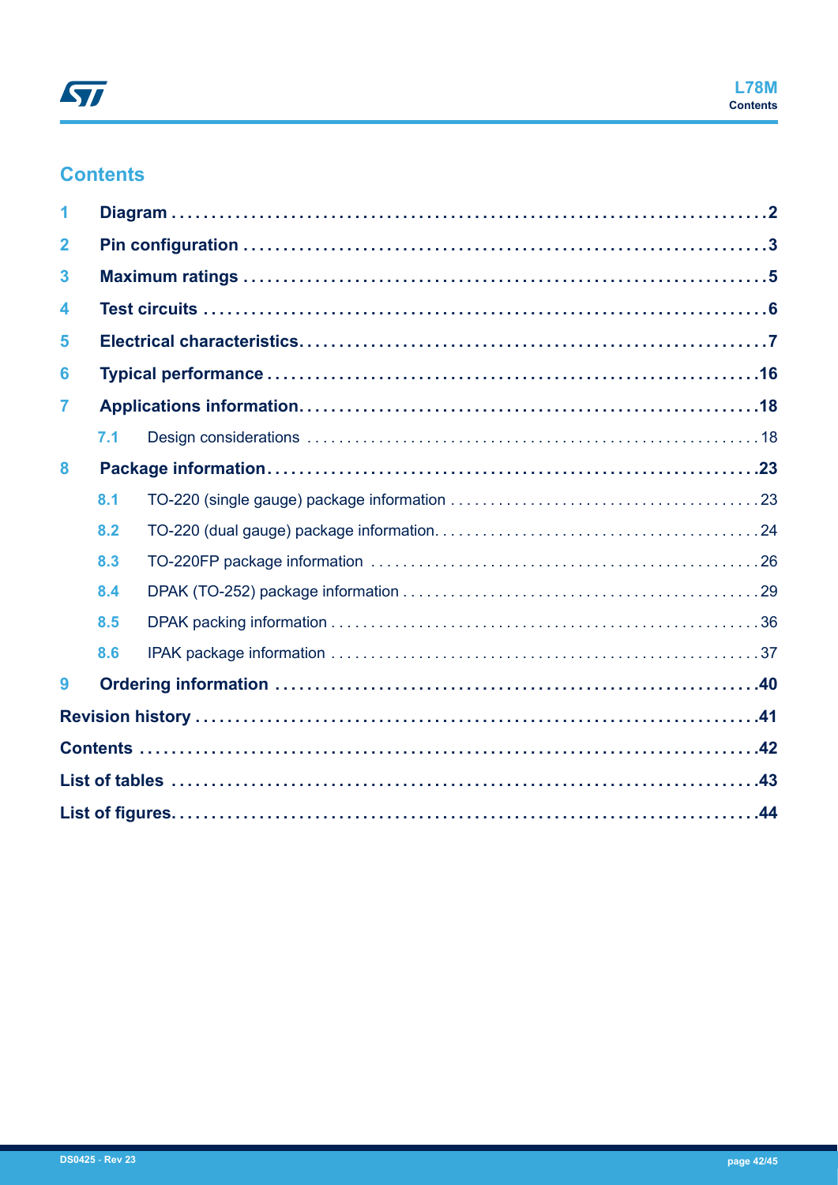# Contents

1 **Diagram** . . . . . . . . . . . . . . . . . . . . . . . . . . . . . . . . . . . . . . . . . . . . . . . . . . . . . . . . . . . . . . . . . . . **2**

2 **Pin configuration** . . . . . . . . . . . . . . . . . . . . . . . . . . . . . . . . . . . . . . . . . . . . . . . . . . . . . . . . . . . . **3**

3 **Maximum ratings** . . . . . . . . . . . . . . . . . . . . . . . . . . . . . . . . . . . . . . . . . . . . . . . . . . . . . . . . . . . . . **5**

4 **Test circuits** . . . . . . . . . . . . . . . . . . . . . . . . . . . . . . . . . . . . . . . . . . . . . . . . . . . . . . . . . . . . . . . . . **6**

5 **Electrical characteristics** . . . . . . . . . . . . . . . . . . . . . . . . . . . . . . . . . . . . . . . . . . . . . . . . . . . . . . . . **7**

6 **Typical performance** . . . . . . . . . . . . . . . . . . . . . . . . . . . . . . . . . . . . . . . . . . . . . . . . . . . . . . . . . . . **16**

7 **Applications information** . . . . . . . . . . . . . . . . . . . . . . . . . . . . . . . . . . . . . . . . . . . . . . . . . . . . . . . **18**

- 7.1 Design considerations . . . . . . . . . . . . . . . . . . . . . . . . . . . . . . . . . . . . . . . . . . . . . . . . . . . . . . . 18

8 **Package information** . . . . . . . . . . . . . . . . . . . . . . . . . . . . . . . . . . . . . . . . . . . . . . . . . . . . . . . . . . . **23**

- 8.1 TO-220 (single gauge) package information . . . . . . . . . . . . . . . . . . . . . . . . . . . . . . . . . . . . . . 23
- 8.2 TO-220 (dual gauge) package information . . . . . . . . . . . . . . . . . . . . . . . . . . . . . . . . . . . . . . . 24
- 8.3 TO-220FP package information . . . . . . . . . . . . . . . . . . . . . . . . . . . . . . . . . . . . . . . . . . . . . . . 26
- 8.4 DPAK (TO-252) package information . . . . . . . . . . . . . . . . . . . . . . . . . . . . . . . . . . . . . . . . . . . 29
- 8.5 DPAK packing information . . . . . . . . . . . . . . . . . . . . . . . . . . . . . . . . . . . . . . . . . . . . . . . . . . . 36
- 8.6 IPAK package information . . . . . . . . . . . . . . . . . . . . . . . . . . . . . . . . . . . . . . . . . . . . . . . . . . . 37

9 **Ordering information** . . . . . . . . . . . . . . . . . . . . . . . . . . . . . . . . . . . . . . . . . . . . . . . . . . . . . . . . . . **40**

**Revision history** . . . . . . . . . . . . . . . . . . . . . . . . . . . . . . . . . . . . . . . . . . . . . . . . . . . . . . . . . . . . . . . **41**

**Contents** . . . . . . . . . . . . . . . . . . . . . . . . . . . . . . . . . . . . . . . . . . . . . . . . . . . . . . . . . . . . . . . . . . . . . **42**

**List of tables** . . . . . . . . . . . . . . . . . . . . . . . . . . . . . . . . . . . . . . . . . . . . . . . . . . . . . . . . . . . . . . . . . . **43**

**List of figures** . . . . . . . . . . . . . . . . . . . . . . . . . . . . . . . . . . . . . . . . . . . . . . . . . . . . . . . . . . . . . . . . . . **44**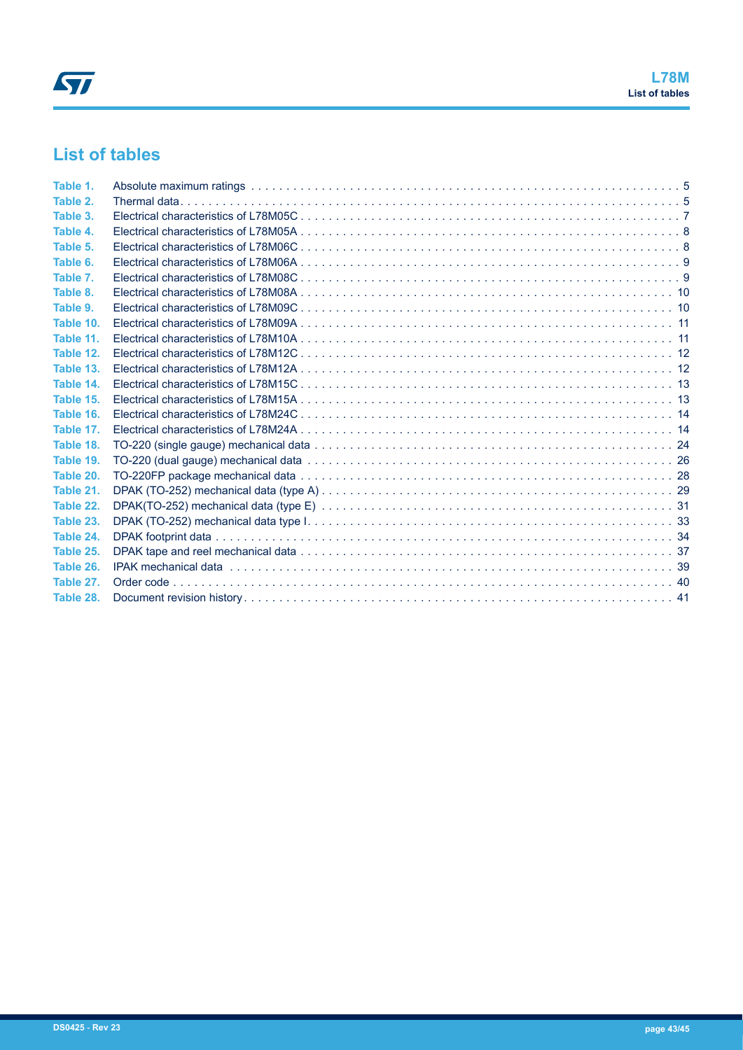# List of tables

- **Table 1.** Absolute maximum ratings . . . . . 5
- **Table 2.** Thermal data . . . . . 5
- **Table 3.** Electrical characteristics of L78M05C . . . . . 7
- **Table 4.** Electrical characteristics of L78M05A . . . . . 8
- **Table 5.** Electrical characteristics of L78M06C . . . . . 8
- **Table 6.** Electrical characteristics of L78M06A . . . . . 9
- **Table 7.** Electrical characteristics of L78M08C . . . . . 9
- **Table 8.** Electrical characteristics of L78M08A . . . . . 10
- **Table 9.** Electrical characteristics of L78M09C . . . . . 10
- **Table 10.** Electrical characteristics of L78M09A . . . . . 11
- **Table 11.** Electrical characteristics of L78M10A . . . . . 11
- **Table 12.** Electrical characteristics of L78M12C . . . . . 12
- **Table 13.** Electrical characteristics of L78M12A . . . . . 12
- **Table 14.** Electrical characteristics of L78M15C . . . . . 13
- **Table 15.** Electrical characteristics of L78M15A . . . . . 13
- **Table 16.** Electrical characteristics of L78M24C . . . . . 14
- **Table 17.** Electrical characteristics of L78M24A . . . . . 14
- **Table 18.** TO-220 (single gauge) mechanical data . . . . . 24
- **Table 19.** TO-220 (dual gauge) mechanical data . . . . . 26
- **Table 20.** TO-220FP package mechanical data . . . . . 28
- **Table 21.** DPAK (TO-252) mechanical data (type A) . . . . . 29
- **Table 22.** DPAK(TO-252) mechanical data (type E) . . . . . 31
- **Table 23.** DPAK (TO-252) mechanical data type I . . . . . 33
- **Table 24.** DPAK footprint data . . . . . 34
- **Table 25.** DPAK tape and reel mechanical data . . . . . 37
- **Table 26.** IPAK mechanical data . . . . . 39
- **Table 27.** Order code . . . . . 40
- **Table 28.** Document revision history . . . . . 41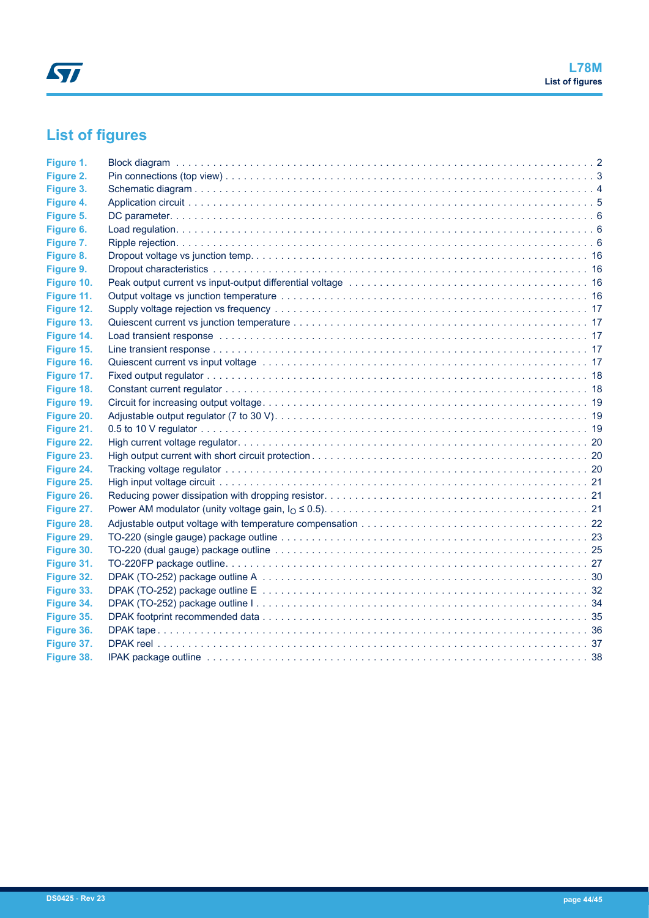## List of figures

| | | |
|---|---|---|
| Figure 1. | Block diagram | 2 |
| Figure 2. | Pin connections (top view) | 3 |
| Figure 3. | Schematic diagram | 4 |
| Figure 4. | Application circuit | 5 |
| Figure 5. | DC parameter | 6 |
| Figure 6. | Load regulation | 6 |
| Figure 7. | Ripple rejection | 6 |
| Figure 8. | Dropout voltage vs junction temp. | 16 |
| Figure 9. | Dropout characteristics | 16 |
| Figure 10. | Peak output current vs input-output differential voltage | 16 |
| Figure 11. | Output voltage vs junction temperature | 16 |
| Figure 12. | Supply voltage rejection vs frequency | 17 |
| Figure 13. | Quiescent current vs junction temperature | 17 |
| Figure 14. | Load transient response | 17 |
| Figure 15. | Line transient response | 17 |
| Figure 16. | Quiescent current vs input voltage | 17 |
| Figure 17. | Fixed output regulator | 18 |
| Figure 18. | Constant current regulator | 18 |
| Figure 19. | Circuit for increasing output voltage | 19 |
| Figure 20. | Adjustable output regulator (7 to 30 V) | 19 |
| Figure 21. | 0.5 to 10 V regulator | 19 |
| Figure 22. | High current voltage regulator | 20 |
| Figure 23. | High output current with short circuit protection | 20 |
| Figure 24. | Tracking voltage regulator | 20 |
| Figure 25. | High input voltage circuit | 21 |
| Figure 26. | Reducing power dissipation with dropping resistor | 21 |
| Figure 27. | Power AM modulator (unity voltage gain, $I_O \leq 0.5$) | 21 |
| Figure 28. | Adjustable output voltage with temperature compensation | 22 |
| Figure 29. | TO-220 (single gauge) package outline | 23 |
| Figure 30. | TO-220 (dual gauge) package outline | 25 |
| Figure 31. | TO-220FP package outline | 27 |
| Figure 32. | DPAK (TO-252) package outline A | 30 |
| Figure 33. | DPAK (TO-252) package outline E | 32 |
| Figure 34. | DPAK (TO-252) package outline I | 34 |
| Figure 35. | DPAK footprint recommended data | 35 |
| Figure 36. | DPAK tape | 36 |
| Figure 37. | DPAK reel | 37 |
| Figure 38. | IPAK package outline | 38 |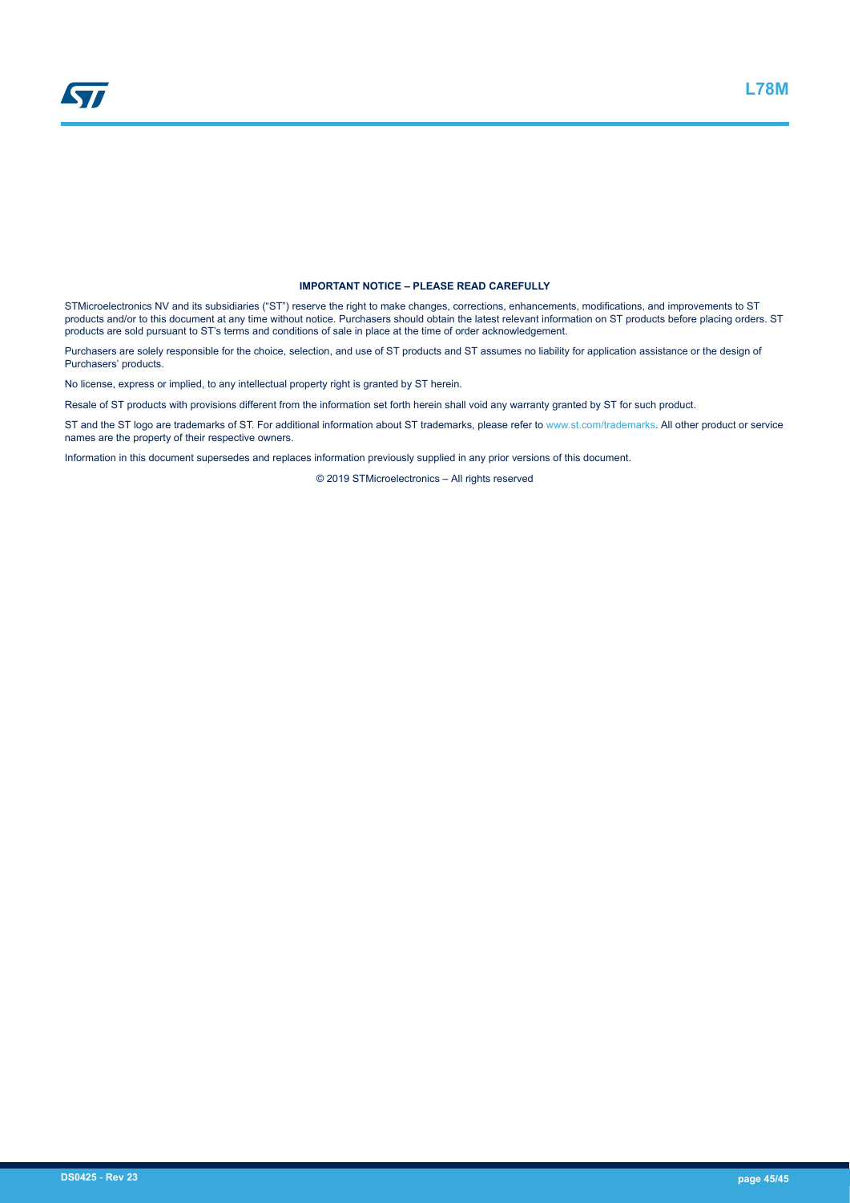**IMPORTANT NOTICE – PLEASE READ CAREFULLY**

STMicroelectronics NV and its subsidiaries ("ST") reserve the right to make changes, corrections, enhancements, modifications, and improvements to ST products and/or to this document at any time without notice. Purchasers should obtain the latest relevant information on ST products before placing orders. ST products are sold pursuant to ST's terms and conditions of sale in place at the time of order acknowledgement.

Purchasers are solely responsible for the choice, selection, and use of ST products and ST assumes no liability for application assistance or the design of Purchasers' products.

No license, express or implied, to any intellectual property right is granted by ST herein.

Resale of ST products with provisions different from the information set forth herein shall void any warranty granted by ST for such product.

ST and the ST logo are trademarks of ST. For additional information about ST trademarks, please refer to www.st.com/trademarks. All other product or service names are the property of their respective owners.

Information in this document supersedes and replaces information previously supplied in any prior versions of this document.

© 2019 STMicroelectronics – All rights reserved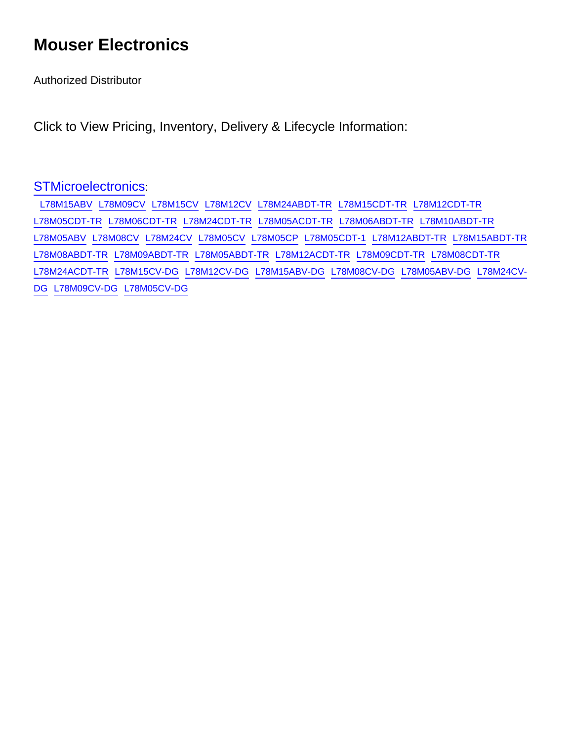# Mouser Electronics

Authorized Distributor

Click to View Pricing, Inventory, Delivery & Lifecycle Information:

STMicroelectronics:

L78M15ABV L78M09CV L78M15CV L78M12CV L78M24ABDT-TR L78M15CDT-TR L78M12CDT-TR L78M05CDT-TR L78M06CDT-TR L78M24CDT-TR L78M05ACDT-TR L78M06ABDT-TR L78M10ABDT-TR L78M05ABV L78M08CV L78M24CV L78M05CV L78M05CP L78M05CDT-1 L78M12ABDT-TR L78M15ABDT-TR L78M08ABDT-TR L78M09ABDT-TR L78M05ABDT-TR L78M12ACDT-TR L78M09CDT-TR L78M08CDT-TR L78M24ACDT-TR L78M15CV-DG L78M12CV-DG L78M15ABV-DG L78M08CV-DG L78M05ABV-DG L78M24CV-DG L78M09CV-DG L78M05CV-DG